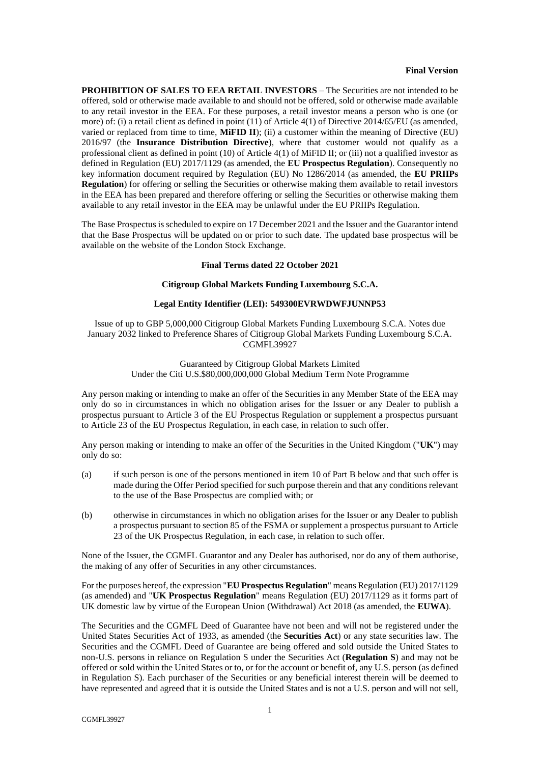**Final Version**

**PROHIBITION OF SALES TO EEA RETAIL INVESTORS** – The Securities are not intended to be offered, sold or otherwise made available to and should not be offered, sold or otherwise made available to any retail investor in the EEA. For these purposes, a retail investor means a person who is one (or more) of: (i) a retail client as defined in point (11) of Article 4(1) of Directive 2014/65/EU (as amended, varied or replaced from time to time, **MiFID II**); (ii) a customer within the meaning of Directive (EU) 2016/97 (the **Insurance Distribution Directive**), where that customer would not qualify as a professional client as defined in point (10) of Article 4(1) of MiFID II; or (iii) not a qualified investor as defined in Regulation (EU) 2017/1129 (as amended, the **EU Prospectus Regulation**). Consequently no key information document required by Regulation (EU) No 1286/2014 (as amended, the **EU PRIIPs Regulation**) for offering or selling the Securities or otherwise making them available to retail investors in the EEA has been prepared and therefore offering or selling the Securities or otherwise making them available to any retail investor in the EEA may be unlawful under the EU PRIIPs Regulation.

The Base Prospectus is scheduled to expire on 17 December 2021 and the Issuer and the Guarantor intend that the Base Prospectus will be updated on or prior to such date. The updated base prospectus will be available on the website of the London Stock Exchange.

**Final Terms dated 22 October 2021**

**Citigroup Global Markets Funding Luxembourg S.C.A.**

**Legal Entity Identifier (LEI): 549300EVRWDWFJUNNP53**

Issue of up to GBP 5,000,000 Citigroup Global Markets Funding Luxembourg S.C.A. Notes due January 2032 linked to Preference Shares of Citigroup Global Markets Funding Luxembourg S.C.A. CGMFL39927

Guaranteed by Citigroup Global Markets Limited
Under the Citi U.S.$80,000,000,000 Global Medium Term Note Programme

Any person making or intending to make an offer of the Securities in any Member State of the EEA may only do so in circumstances in which no obligation arises for the Issuer or any Dealer to publish a prospectus pursuant to Article 3 of the EU Prospectus Regulation or supplement a prospectus pursuant to Article 23 of the EU Prospectus Regulation, in each case, in relation to such offer.

Any person making or intending to make an offer of the Securities in the United Kingdom ("**UK**") may only do so:

(a) if such person is one of the persons mentioned in item 10 of Part B below and that such offer is made during the Offer Period specified for such purpose therein and that any conditions relevant to the use of the Base Prospectus are complied with; or

(b) otherwise in circumstances in which no obligation arises for the Issuer or any Dealer to publish a prospectus pursuant to section 85 of the FSMA or supplement a prospectus pursuant to Article 23 of the UK Prospectus Regulation, in each case, in relation to such offer.

None of the Issuer, the CGMFL Guarantor and any Dealer has authorised, nor do any of them authorise, the making of any offer of Securities in any other circumstances.

For the purposes hereof, the expression "**EU Prospectus Regulation**" means Regulation (EU) 2017/1129 (as amended) and "**UK Prospectus Regulation**" means Regulation (EU) 2017/1129 as it forms part of UK domestic law by virtue of the European Union (Withdrawal) Act 2018 (as amended, the **EUWA**).

The Securities and the CGMFL Deed of Guarantee have not been and will not be registered under the United States Securities Act of 1933, as amended (the **Securities Act**) or any state securities law. The Securities and the CGMFL Deed of Guarantee are being offered and sold outside the United States to non-U.S. persons in reliance on Regulation S under the Securities Act (**Regulation S**) and may not be offered or sold within the United States or to, or for the account or benefit of, any U.S. person (as defined in Regulation S). Each purchaser of the Securities or any beneficial interest therein will be deemed to have represented and agreed that it is outside the United States and is not a U.S. person and will not sell,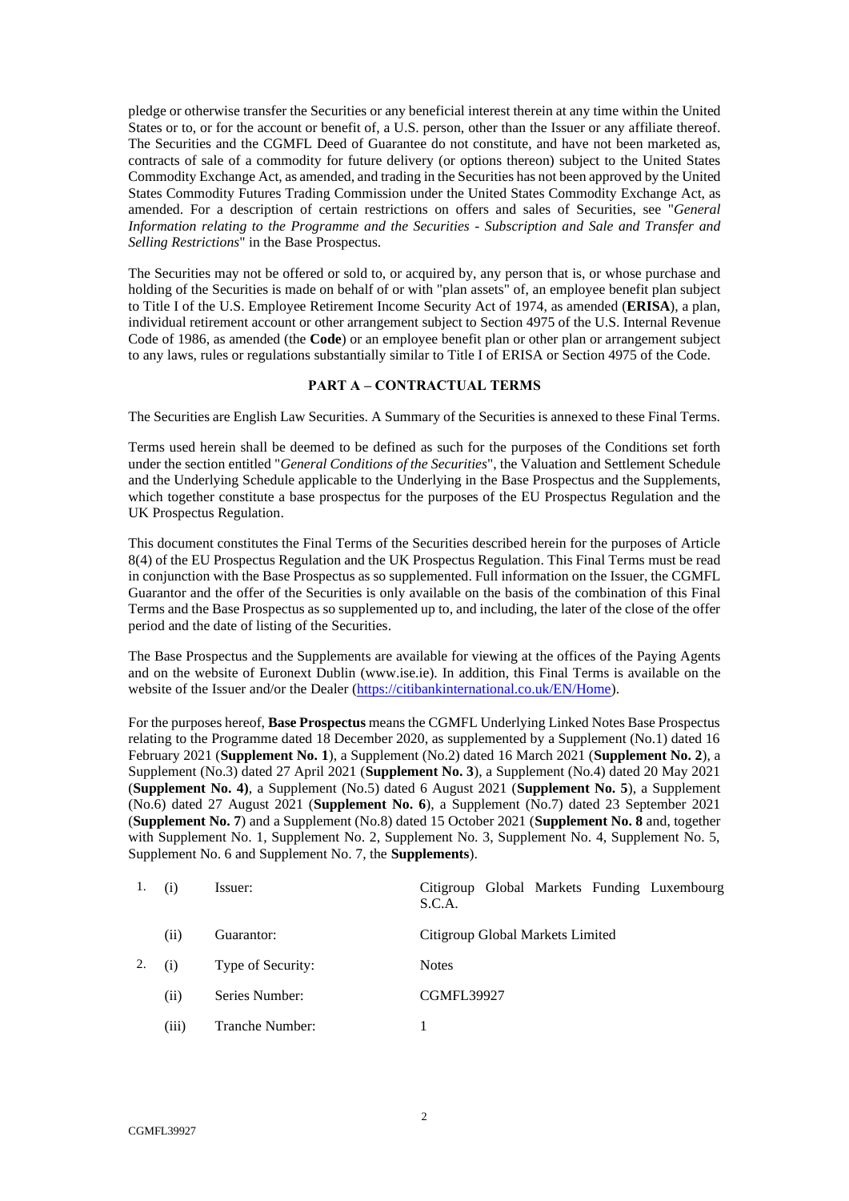pledge or otherwise transfer the Securities or any beneficial interest therein at any time within the United States or to, or for the account or benefit of, a U.S. person, other than the Issuer or any affiliate thereof. The Securities and the CGMFL Deed of Guarantee do not constitute, and have not been marketed as, contracts of sale of a commodity for future delivery (or options thereon) subject to the United States Commodity Exchange Act, as amended, and trading in the Securities has not been approved by the United States Commodity Futures Trading Commission under the United States Commodity Exchange Act, as amended. For a description of certain restrictions on offers and sales of Securities, see "*General Information relating to the Programme and the Securities - Subscription and Sale and Transfer and Selling Restrictions*" in the Base Prospectus.

The Securities may not be offered or sold to, or acquired by, any person that is, or whose purchase and holding of the Securities is made on behalf of or with "plan assets" of, an employee benefit plan subject to Title I of the U.S. Employee Retirement Income Security Act of 1974, as amended (**ERISA**), a plan, individual retirement account or other arrangement subject to Section 4975 of the U.S. Internal Revenue Code of 1986, as amended (the **Code**) or an employee benefit plan or other plan or arrangement subject to any laws, rules or regulations substantially similar to Title I of ERISA or Section 4975 of the Code.

## PART A – CONTRACTUAL TERMS

The Securities are English Law Securities. A Summary of the Securities is annexed to these Final Terms.

Terms used herein shall be deemed to be defined as such for the purposes of the Conditions set forth under the section entitled "*General Conditions of the Securities*", the Valuation and Settlement Schedule and the Underlying Schedule applicable to the Underlying in the Base Prospectus and the Supplements, which together constitute a base prospectus for the purposes of the EU Prospectus Regulation and the UK Prospectus Regulation.

This document constitutes the Final Terms of the Securities described herein for the purposes of Article 8(4) of the EU Prospectus Regulation and the UK Prospectus Regulation. This Final Terms must be read in conjunction with the Base Prospectus as so supplemented. Full information on the Issuer, the CGMFL Guarantor and the offer of the Securities is only available on the basis of the combination of this Final Terms and the Base Prospectus as so supplemented up to, and including, the later of the close of the offer period and the date of listing of the Securities.

The Base Prospectus and the Supplements are available for viewing at the offices of the Paying Agents and on the website of Euronext Dublin (www.ise.ie). In addition, this Final Terms is available on the website of the Issuer and/or the Dealer (https://citibankinternational.co.uk/EN/Home).

For the purposes hereof, **Base Prospectus** means the CGMFL Underlying Linked Notes Base Prospectus relating to the Programme dated 18 December 2020, as supplemented by a Supplement (No.1) dated 16 February 2021 (**Supplement No. 1**), a Supplement (No.2) dated 16 March 2021 (**Supplement No. 2**), a Supplement (No.3) dated 27 April 2021 (**Supplement No. 3**), a Supplement (No.4) dated 20 May 2021 (**Supplement No. 4)**, a Supplement (No.5) dated 6 August 2021 (**Supplement No. 5**), a Supplement (No.6) dated 27 August 2021 (**Supplement No. 6**), a Supplement (No.7) dated 23 September 2021 (**Supplement No. 7**) and a Supplement (No.8) dated 15 October 2021 (**Supplement No. 8** and, together with Supplement No. 1, Supplement No. 2, Supplement No. 3, Supplement No. 4, Supplement No. 5, Supplement No. 6 and Supplement No. 7, the **Supplements**).

| | | | |
|---|---|---|---|
| 1. | (i) | Issuer: | Citigroup Global Markets Funding Luxembourg S.C.A. |
| | (ii) | Guarantor: | Citigroup Global Markets Limited |
| 2. | (i) | Type of Security: | Notes |
| | (ii) | Series Number: | CGMFL39927 |
| | (iii) | Tranche Number: | 1 |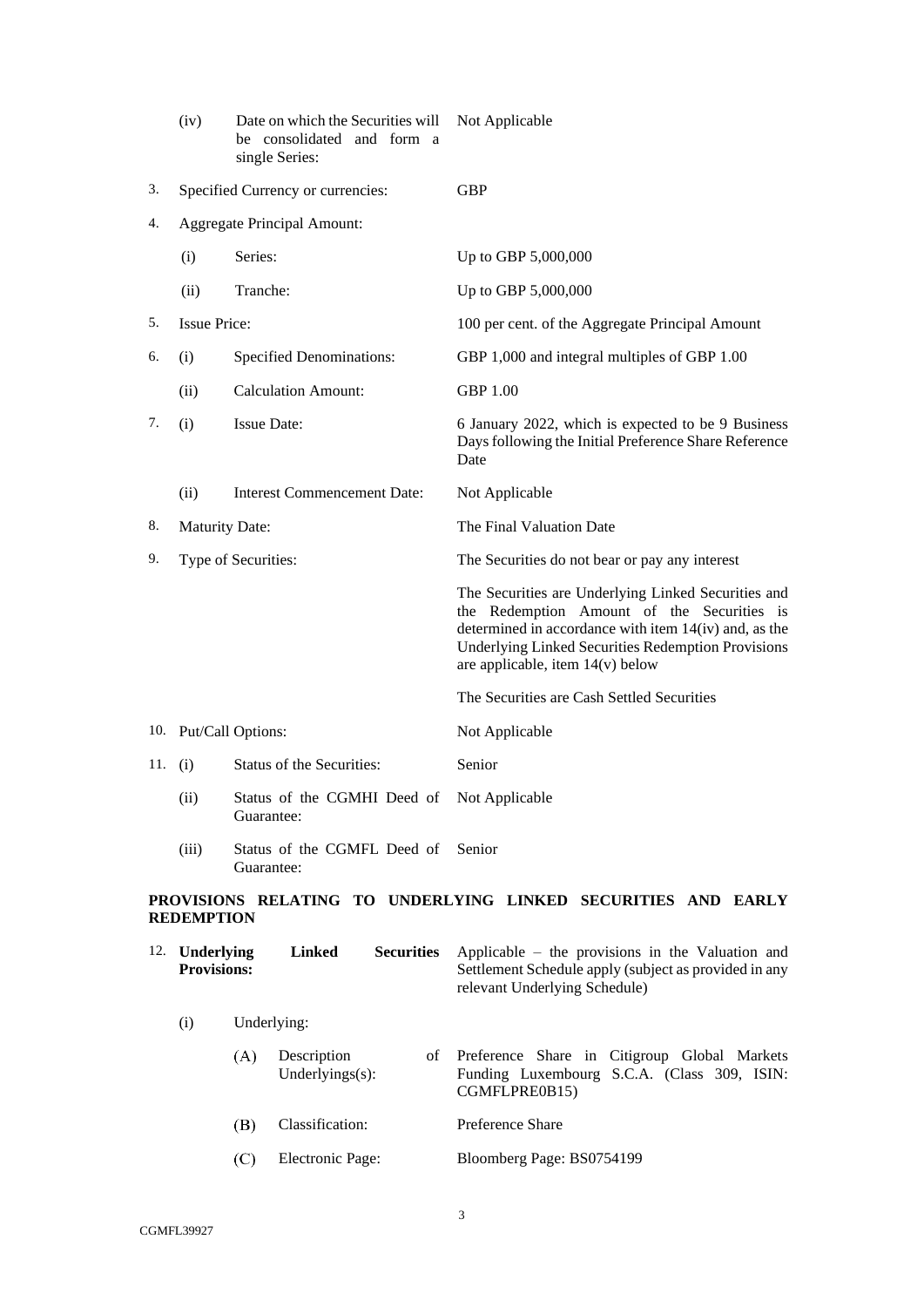| | | | |
|---|---|---|---|
| | (iv) | Date on which the Securities will be consolidated and form a single Series: | Not Applicable |
| 3. | Specified Currency or currencies: | | GBP |
| 4. | Aggregate Principal Amount: | | |
| | (i) | Series: | Up to GBP 5,000,000 |
| | (ii) | Tranche: | Up to GBP 5,000,000 |
| 5. | Issue Price: | | 100 per cent. of the Aggregate Principal Amount |
| 6. | (i) | Specified Denominations: | GBP 1,000 and integral multiples of GBP 1.00 |
| | (ii) | Calculation Amount: | GBP 1.00 |
| 7. | (i) | Issue Date: | 6 January 2022, which is expected to be 9 Business Days following the Initial Preference Share Reference Date |
| | (ii) | Interest Commencement Date: | Not Applicable |
| 8. | Maturity Date: | | The Final Valuation Date |
| 9. | Type of Securities: | | The Securities do not bear or pay any interest<br><br>The Securities are Underlying Linked Securities and the Redemption Amount of the Securities is determined in accordance with item 14(iv) and, as the Underlying Linked Securities Redemption Provisions are applicable, item 14(v) below<br><br>The Securities are Cash Settled Securities |
| 10. | Put/Call Options: | | Not Applicable |
| 11. | (i) | Status of the Securities: | Senior |
| | (ii) | Status of the CGMHI Deed of Guarantee: | Not Applicable |
| | (iii) | Status of the CGMFL Deed of Guarantee: | Senior |

**PROVISIONS RELATING TO UNDERLYING LINKED SECURITIES AND EARLY REDEMPTION**

| | | | | |
|---|---|---|---|---|
| 12. | **Underlying Linked Securities Provisions:** | | | Applicable – the provisions in the Valuation and Settlement Schedule apply (subject as provided in any relevant Underlying Schedule) |
| | (i) | Underlying: | | |
| | | (A) | Description of Underlyings(s): | Preference Share in Citigroup Global Markets Funding Luxembourg S.C.A. (Class 309, ISIN: CGMFLPRE0B15) |
| | | (B) | Classification: | Preference Share |
| | | (C) | Electronic Page: | Bloomberg Page: BS0754199 |

CGMFL39927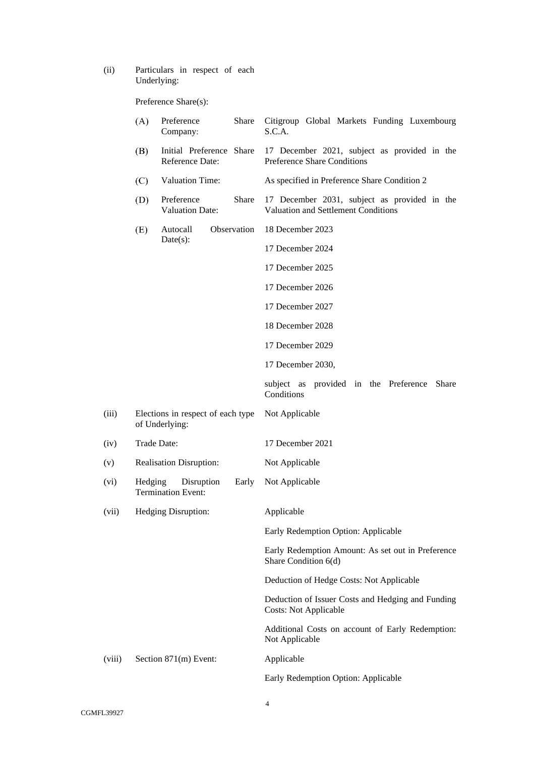(ii) Particulars in respect of each Underlying:

Preference Share(s):

| | | |
|---|---|---|
| (A) | Preference Share Company: | Citigroup Global Markets Funding Luxembourg S.C.A. |
| (B) | Initial Preference Share Reference Date: | 17 December 2021, subject as provided in the Preference Share Conditions |
| (C) | Valuation Time: | As specified in Preference Share Condition 2 |
| (D) | Preference Share Valuation Date: | 17 December 2031, subject as provided in the Valuation and Settlement Conditions |
| (E) | Autocall Observation Date(s): | 18 December 2023<br>17 December 2024<br>17 December 2025<br>17 December 2026<br>17 December 2027<br>18 December 2028<br>17 December 2029<br>17 December 2030,<br>subject as provided in the Preference Share Conditions |

| | | |
|---|---|---|
| (iii) | Elections in respect of each type of Underlying: | Not Applicable |
| (iv) | Trade Date: | 17 December 2021 |
| (v) | Realisation Disruption: | Not Applicable |
| (vi) | Hedging Disruption Early Termination Event: | Not Applicable |
| (vii) | Hedging Disruption: | Applicable<br>Early Redemption Option: Applicable<br>Early Redemption Amount: As set out in Preference Share Condition 6(d)<br>Deduction of Hedge Costs: Not Applicable<br>Deduction of Issuer Costs and Hedging and Funding Costs: Not Applicable<br>Additional Costs on account of Early Redemption: Not Applicable |
| (viii) | Section 871(m) Event: | Applicable<br>Early Redemption Option: Applicable |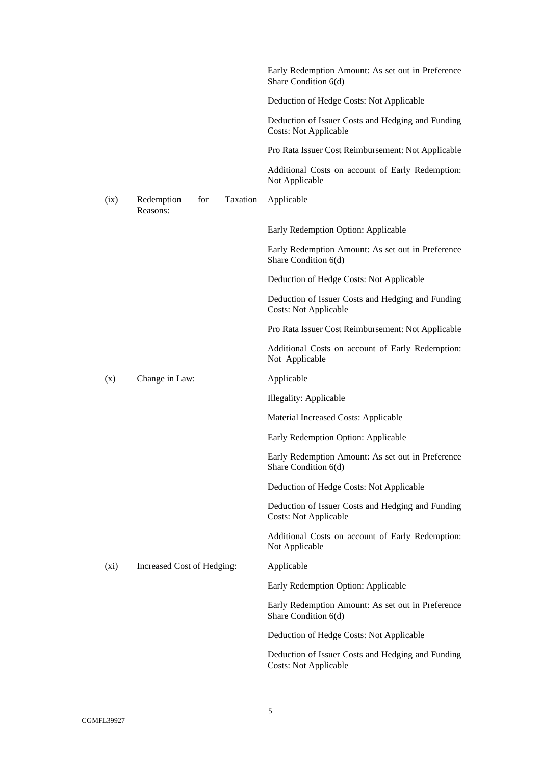| | | |
|---|---|---|
| | | Early Redemption Amount: As set out in Preference Share Condition 6(d) |
| | | Deduction of Hedge Costs: Not Applicable |
| | | Deduction of Issuer Costs and Hedging and Funding Costs: Not Applicable |
| | | Pro Rata Issuer Cost Reimbursement: Not Applicable |
| | | Additional Costs on account of Early Redemption: Not Applicable |
| (ix) | Redemption for Taxation Reasons: | Applicable |
| | | Early Redemption Option: Applicable |
| | | Early Redemption Amount: As set out in Preference Share Condition 6(d) |
| | | Deduction of Hedge Costs: Not Applicable |
| | | Deduction of Issuer Costs and Hedging and Funding Costs: Not Applicable |
| | | Pro Rata Issuer Cost Reimbursement: Not Applicable |
| | | Additional Costs on account of Early Redemption: Not Applicable |
| (x) | Change in Law: | Applicable |
| | | Illegality: Applicable |
| | | Material Increased Costs: Applicable |
| | | Early Redemption Option: Applicable |
| | | Early Redemption Amount: As set out in Preference Share Condition 6(d) |
| | | Deduction of Hedge Costs: Not Applicable |
| | | Deduction of Issuer Costs and Hedging and Funding Costs: Not Applicable |
| | | Additional Costs on account of Early Redemption: Not Applicable |
| (xi) | Increased Cost of Hedging: | Applicable |
| | | Early Redemption Option: Applicable |
| | | Early Redemption Amount: As set out in Preference Share Condition 6(d) |
| | | Deduction of Hedge Costs: Not Applicable |
| | | Deduction of Issuer Costs and Hedging and Funding Costs: Not Applicable |

CGMFL39927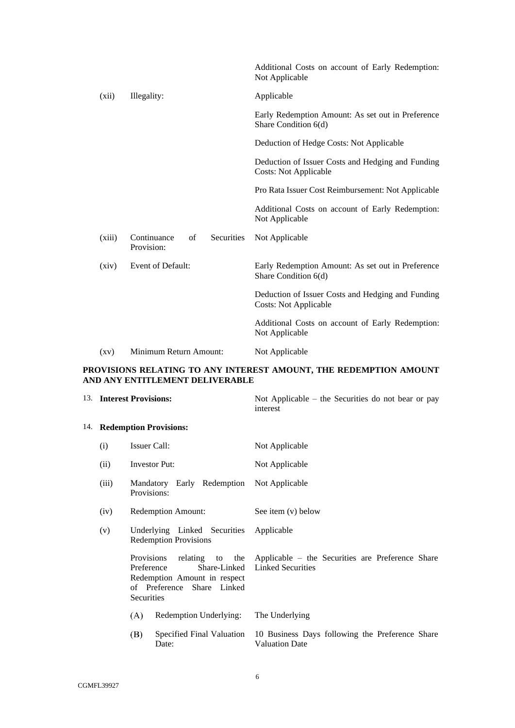| | | |
|---|---|---|
| | | Additional Costs on account of Early Redemption: Not Applicable |
| (xii) | Illegality: | Applicable |
| | | Early Redemption Amount: As set out in Preference Share Condition 6(d) |
| | | Deduction of Hedge Costs: Not Applicable |
| | | Deduction of Issuer Costs and Hedging and Funding Costs: Not Applicable |
| | | Pro Rata Issuer Cost Reimbursement: Not Applicable |
| | | Additional Costs on account of Early Redemption: Not Applicable |
| (xiii) | Continuance of Securities Provision: | Not Applicable |
| (xiv) | Event of Default: | Early Redemption Amount: As set out in Preference Share Condition 6(d) |
| | | Deduction of Issuer Costs and Hedging and Funding Costs: Not Applicable |
| | | Additional Costs on account of Early Redemption: Not Applicable |
| (xv) | Minimum Return Amount: | Not Applicable |

**PROVISIONS RELATING TO ANY INTEREST AMOUNT, THE REDEMPTION AMOUNT AND ANY ENTITLEMENT DELIVERABLE**

| | | |
|---|---|---|
| 13. | **Interest Provisions:** | Not Applicable – the Securities do not bear or pay interest |
| 14. | **Redemption Provisions:** | |
| (i) | Issuer Call: | Not Applicable |
| (ii) | Investor Put: | Not Applicable |
| (iii) | Mandatory Early Redemption Provisions: | Not Applicable |
| (iv) | Redemption Amount: | See item (v) below |
| (v) | Underlying Linked Securities Redemption Provisions | Applicable |
| | Provisions relating to the Preference Share-Linked Redemption Amount in respect of Preference Share Linked Securities | Applicable – the Securities are Preference Share Linked Securities |
| | (A) Redemption Underlying: | The Underlying |
| | (B) Specified Final Valuation Date: | 10 Business Days following the Preference Share Valuation Date |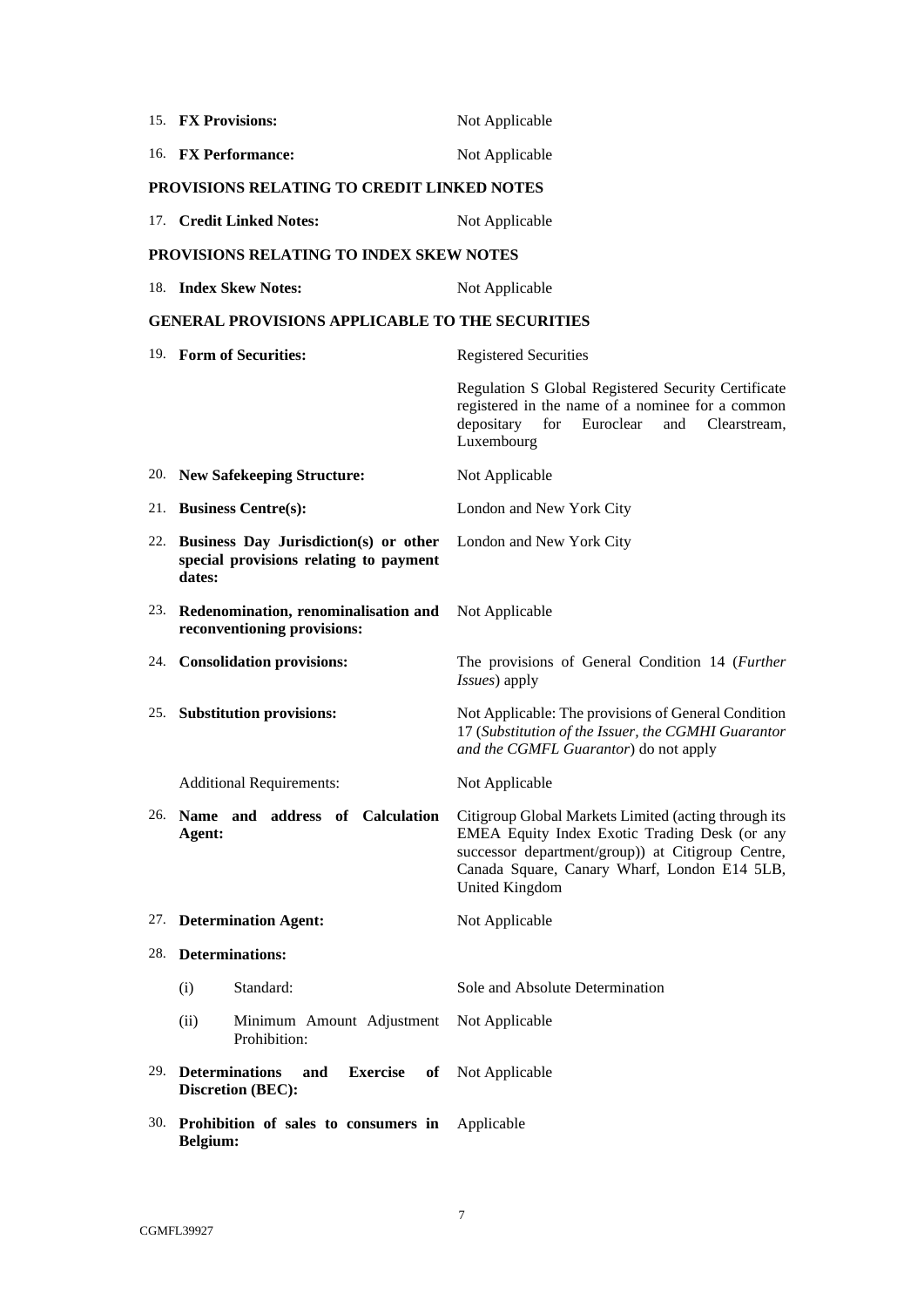15. **FX Provisions:** Not Applicable

16. **FX Performance:** Not Applicable

**PROVISIONS RELATING TO CREDIT LINKED NOTES**

17. **Credit Linked Notes:** Not Applicable

**PROVISIONS RELATING TO INDEX SKEW NOTES**

18. **Index Skew Notes:** Not Applicable

**GENERAL PROVISIONS APPLICABLE TO THE SECURITIES**

19. **Form of Securities:** Registered Securities

    Regulation S Global Registered Security Certificate registered in the name of a nominee for a common depositary for Euroclear and Clearstream, Luxembourg

20. **New Safekeeping Structure:** Not Applicable

21. **Business Centre(s):** London and New York City

22. **Business Day Jurisdiction(s) or other special provisions relating to payment dates:** London and New York City

23. **Redenomination, renominalisation and reconventioning provisions:** Not Applicable

24. **Consolidation provisions:** The provisions of General Condition 14 (*Further Issues*) apply

25. **Substitution provisions:** Not Applicable: The provisions of General Condition 17 (*Substitution of the Issuer, the CGMHI Guarantor and the CGMFL Guarantor*) do not apply

    Additional Requirements: Not Applicable

26. **Name and address of Calculation Agent:** Citigroup Global Markets Limited (acting through its EMEA Equity Index Exotic Trading Desk (or any successor department/group)) at Citigroup Centre, Canada Square, Canary Wharf, London E14 5LB, United Kingdom

27. **Determination Agent:** Not Applicable

28. **Determinations:**

    (i) Standard: Sole and Absolute Determination

    (ii) Minimum Amount Adjustment Prohibition: Not Applicable

29. **Determinations and Exercise of Discretion (BEC):** Not Applicable

30. **Prohibition of sales to consumers in Belgium:** Applicable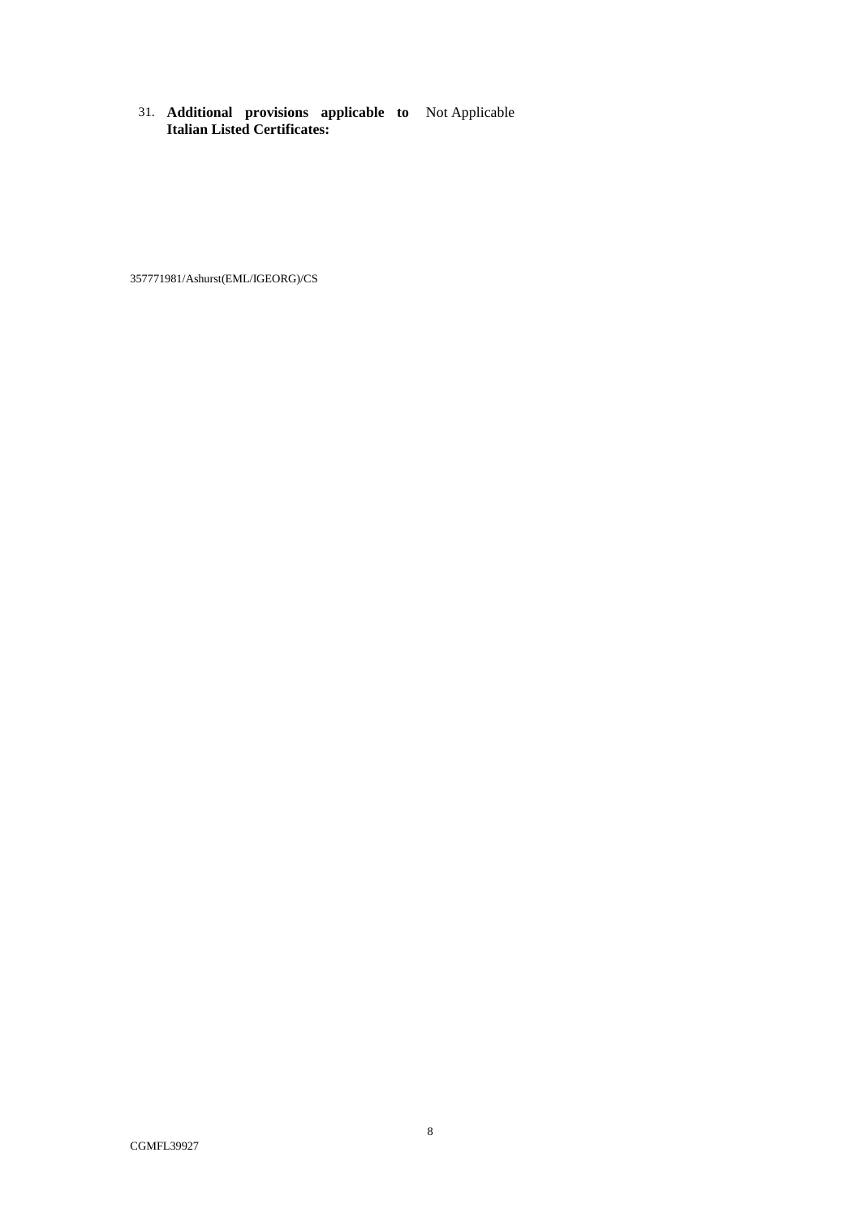31. **Additional provisions applicable to Italian Listed Certificates:** Not Applicable

357771981/Ashurst(EML/IGEORG)/CS

CGMFL39927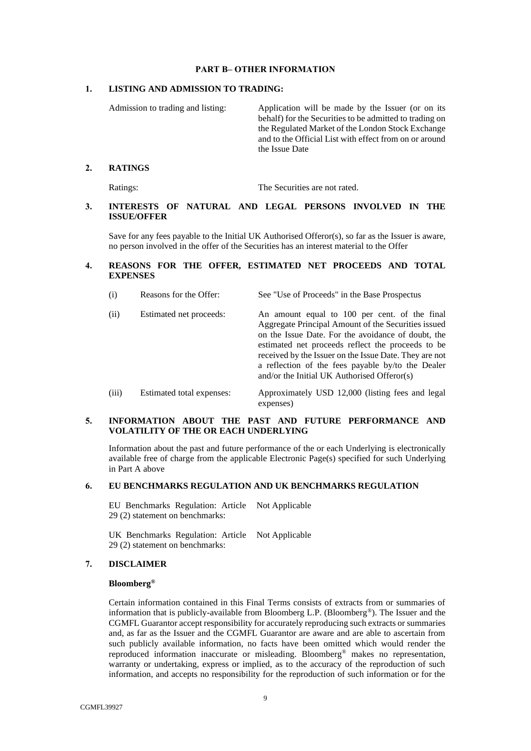## PART B– OTHER INFORMATION

### 1. LISTING AND ADMISSION TO TRADING:

| | |
|---|---|
| Admission to trading and listing: | Application will be made by the Issuer (or on its behalf) for the Securities to be admitted to trading on the Regulated Market of the London Stock Exchange and to the Official List with effect from on or around the Issue Date |

### 2. RATINGS

| | |
|---|---|
| Ratings: | The Securities are not rated. |

### 3. INTERESTS OF NATURAL AND LEGAL PERSONS INVOLVED IN THE ISSUE/OFFER

Save for any fees payable to the Initial UK Authorised Offeror(s), so far as the Issuer is aware, no person involved in the offer of the Securities has an interest material to the Offer

### 4. REASONS FOR THE OFFER, ESTIMATED NET PROCEEDS AND TOTAL EXPENSES

| | | |
|---|---|---|
| (i) | Reasons for the Offer: | See "Use of Proceeds" in the Base Prospectus |
| (ii) | Estimated net proceeds: | An amount equal to 100 per cent. of the final Aggregate Principal Amount of the Securities issued on the Issue Date. For the avoidance of doubt, the estimated net proceeds reflect the proceeds to be received by the Issuer on the Issue Date. They are not a reflection of the fees payable by/to the Dealer and/or the Initial UK Authorised Offeror(s) |
| (iii) | Estimated total expenses: | Approximately USD 12,000 (listing fees and legal expenses) |

### 5. INFORMATION ABOUT THE PAST AND FUTURE PERFORMANCE AND VOLATILITY OF THE OR EACH UNDERLYING

Information about the past and future performance of the or each Underlying is electronically available free of charge from the applicable Electronic Page(s) specified for such Underlying in Part A above

### 6. EU BENCHMARKS REGULATION AND UK BENCHMARKS REGULATION

| | |
|---|---|
| EU Benchmarks Regulation: Article 29 (2) statement on benchmarks: | Not Applicable |
| UK Benchmarks Regulation: Article 29 (2) statement on benchmarks: | Not Applicable |

### 7. DISCLAIMER

**Bloomberg®**

Certain information contained in this Final Terms consists of extracts from or summaries of information that is publicly-available from Bloomberg L.P. (Bloomberg®). The Issuer and the CGMFL Guarantor accept responsibility for accurately reproducing such extracts or summaries and, as far as the Issuer and the CGMFL Guarantor are aware and are able to ascertain from such publicly available information, no facts have been omitted which would render the reproduced information inaccurate or misleading. Bloomberg® makes no representation, warranty or undertaking, express or implied, as to the accuracy of the reproduction of such information, and accepts no responsibility for the reproduction of such information or for the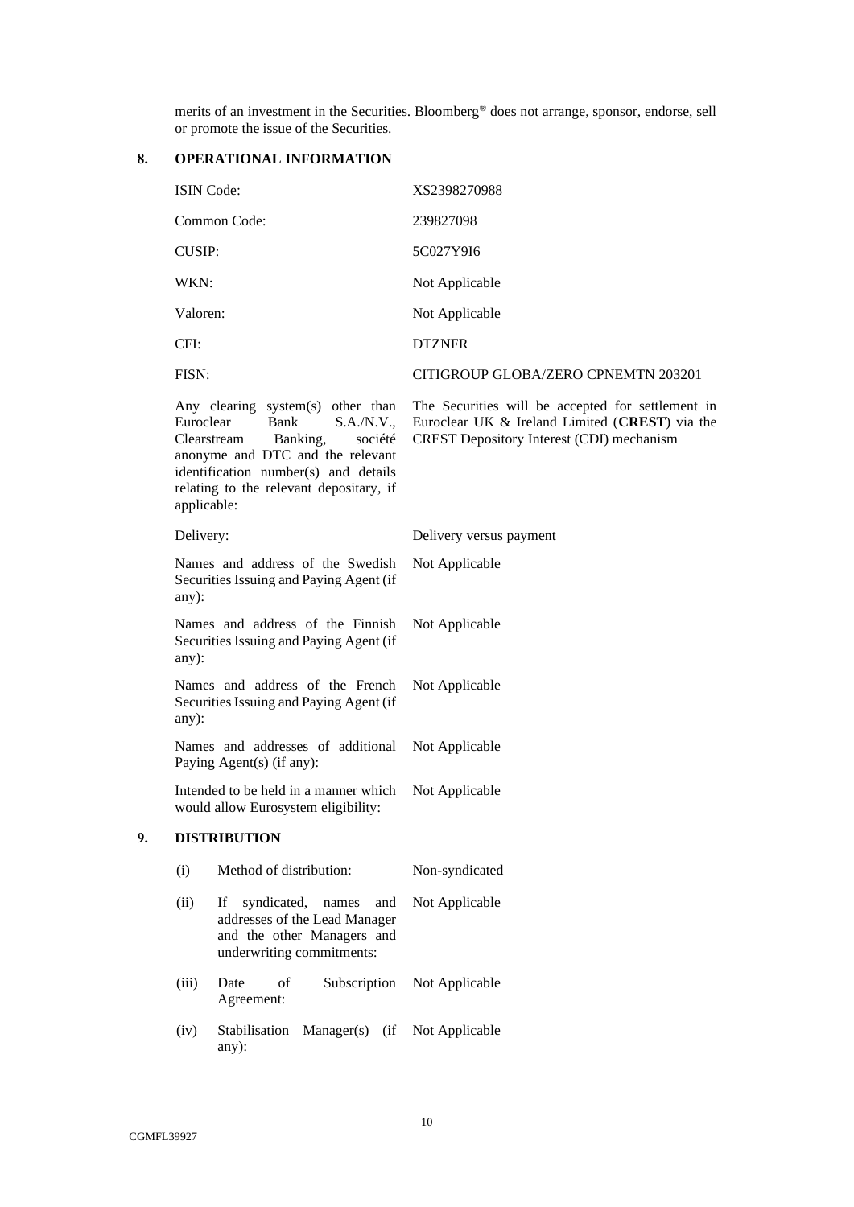merits of an investment in the Securities. Bloomberg® does not arrange, sponsor, endorse, sell or promote the issue of the Securities.

## 8. OPERATIONAL INFORMATION

| | |
|---|---|
| ISIN Code: | XS2398270988 |
| Common Code: | 239827098 |
| CUSIP: | 5C027Y9I6 |
| WKN: | Not Applicable |
| Valoren: | Not Applicable |
| CFI: | DTZNFR |
| FISN: | CITIGROUP GLOBA/ZERO CPNEMTN 203201 |
| Any clearing system(s) other than Euroclear Bank S.A./N.V., Clearstream Banking, société anonyme and DTC and the relevant identification number(s) and details relating to the relevant depositary, if applicable: | The Securities will be accepted for settlement in Euroclear UK & Ireland Limited (**CREST**) via the CREST Depository Interest (CDI) mechanism |
| Delivery: | Delivery versus payment |
| Names and address of the Swedish Securities Issuing and Paying Agent (if any): | Not Applicable |
| Names and address of the Finnish Securities Issuing and Paying Agent (if any): | Not Applicable |
| Names and address of the French Securities Issuing and Paying Agent (if any): | Not Applicable |
| Names and addresses of additional Paying Agent(s) (if any): | Not Applicable |
| Intended to be held in a manner which would allow Eurosystem eligibility: | Not Applicable |

## 9. DISTRIBUTION

| | | |
|---|---|---|
| (i) | Method of distribution: | Non-syndicated |
| (ii) | If syndicated, names and addresses of the Lead Manager and the other Managers and underwriting commitments: | Not Applicable |
| (iii) | Date of Subscription Agreement: | Not Applicable |
| (iv) | Stabilisation Manager(s) (if any): | Not Applicable |

CGMFL39927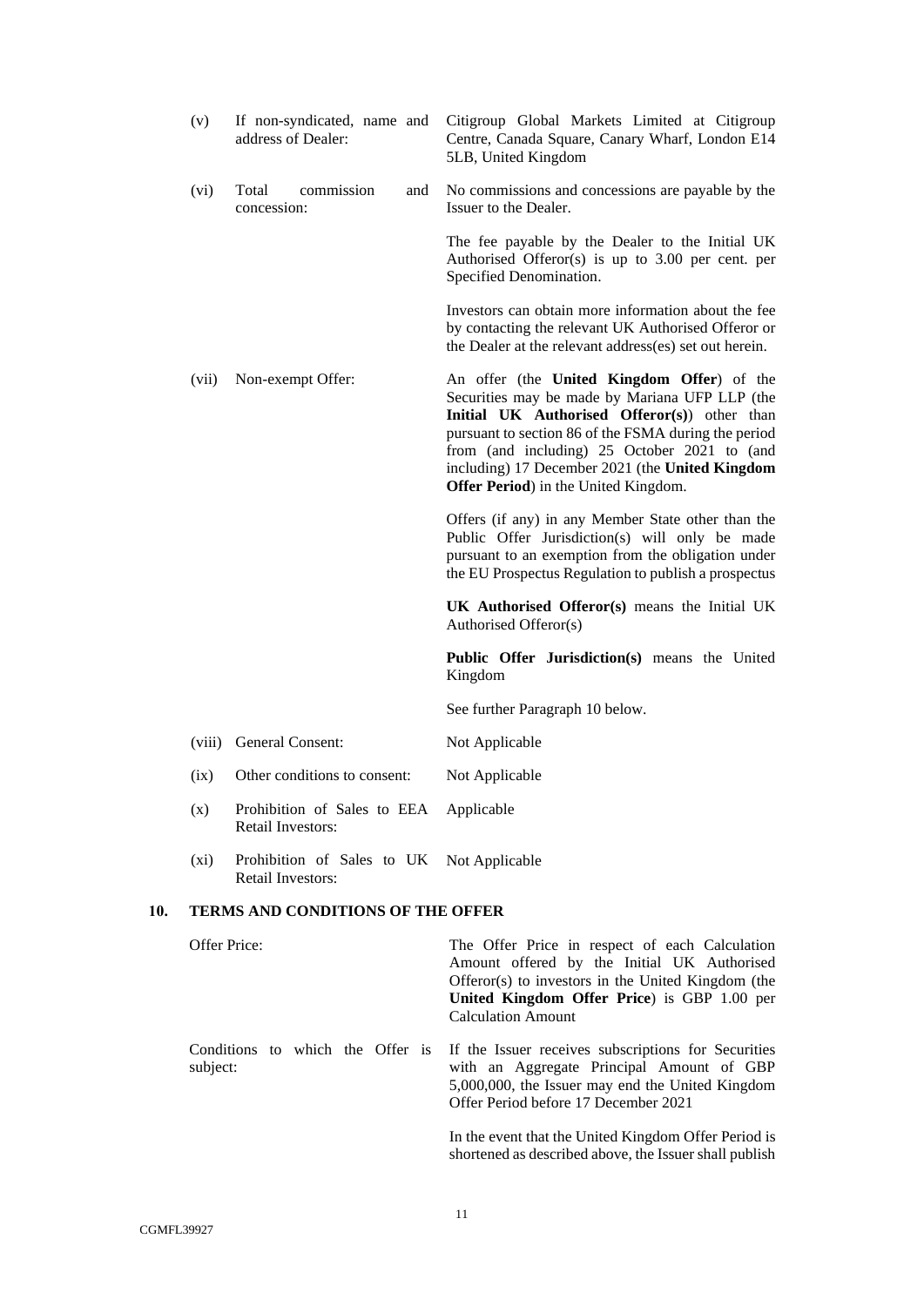| | | |
|---|---|---|
| (v) | If non-syndicated, name and address of Dealer: | Citigroup Global Markets Limited at Citigroup Centre, Canada Square, Canary Wharf, London E14 5LB, United Kingdom |
| (vi) | Total commission and concession: | No commissions and concessions are payable by the Issuer to the Dealer.<br><br>The fee payable by the Dealer to the Initial UK Authorised Offeror(s) is up to 3.00 per cent. per Specified Denomination.<br><br>Investors can obtain more information about the fee by contacting the relevant UK Authorised Offeror or the Dealer at the relevant address(es) set out herein. |
| (vii) | Non-exempt Offer: | An offer (the **United Kingdom Offer**) of the Securities may be made by Mariana UFP LLP (the **Initial UK Authorised Offeror(s)**) other than pursuant to section 86 of the FSMA during the period from (and including) 25 October 2021 to (and including) 17 December 2021 (the **United Kingdom Offer Period**) in the United Kingdom.<br><br>Offers (if any) in any Member State other than the Public Offer Jurisdiction(s) will only be made pursuant to an exemption from the obligation under the EU Prospectus Regulation to publish a prospectus<br><br>**UK Authorised Offeror(s)** means the Initial UK Authorised Offeror(s)<br><br>**Public Offer Jurisdiction(s)** means the United Kingdom<br><br>See further Paragraph 10 below. |
| (viii) | General Consent: | Not Applicable |
| (ix) | Other conditions to consent: | Not Applicable |
| (x) | Prohibition of Sales to EEA Retail Investors: | Applicable |
| (xi) | Prohibition of Sales to UK Retail Investors: | Not Applicable |

## 10. TERMS AND CONDITIONS OF THE OFFER

| | |
|---|---|
| Offer Price: | The Offer Price in respect of each Calculation Amount offered by the Initial UK Authorised Offeror(s) to investors in the United Kingdom (the **United Kingdom Offer Price**) is GBP 1.00 per Calculation Amount |
| Conditions to which the Offer is subject: | If the Issuer receives subscriptions for Securities with an Aggregate Principal Amount of GBP 5,000,000, the Issuer may end the United Kingdom Offer Period before 17 December 2021<br><br>In the event that the United Kingdom Offer Period is shortened as described above, the Issuer shall publish |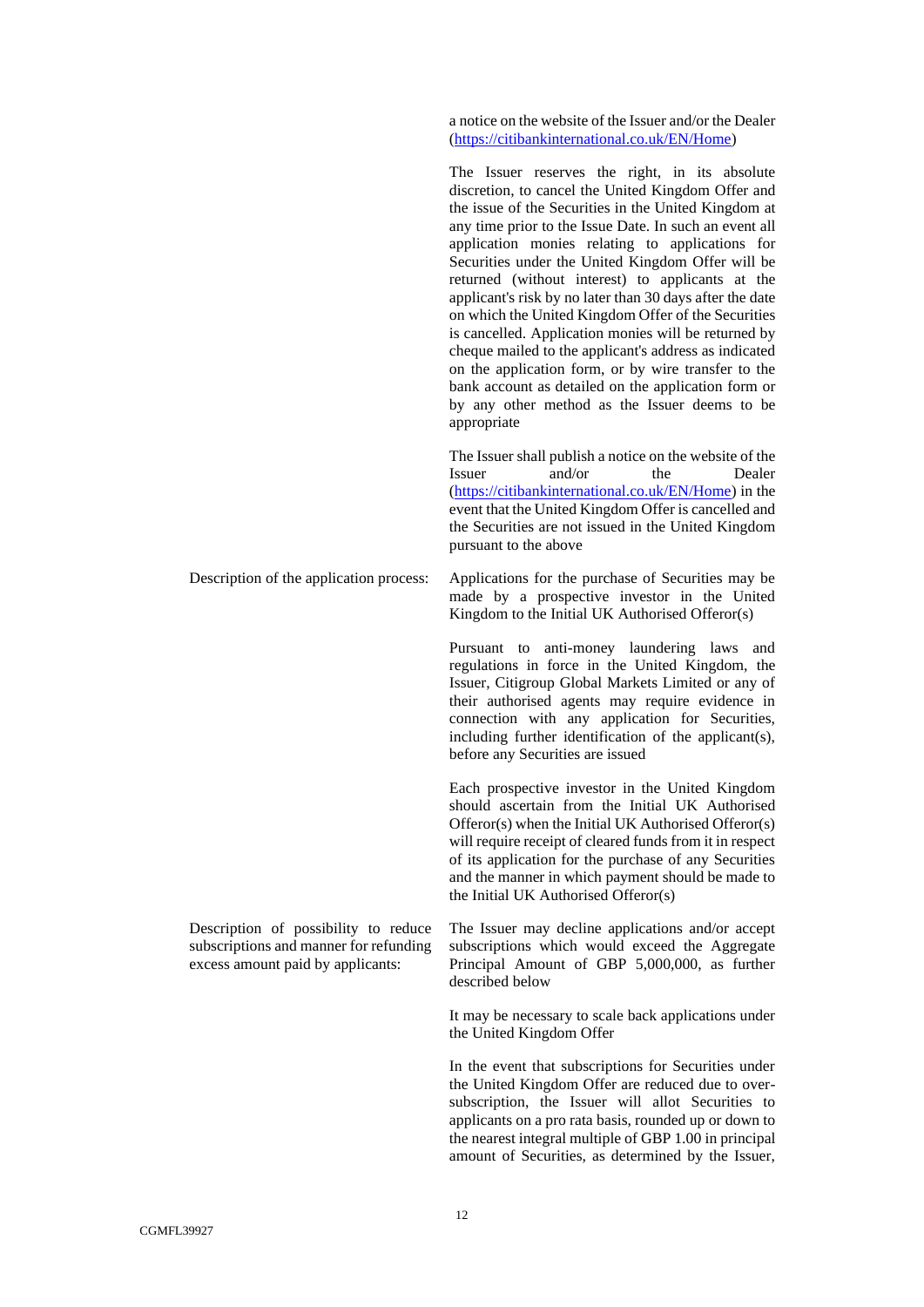| | |
|---|---|
| | a notice on the website of the Issuer and/or the Dealer ([https://citibankinternational.co.uk/EN/Home](https://citibankinternational.co.uk/EN/Home))<br><br>The Issuer reserves the right, in its absolute discretion, to cancel the United Kingdom Offer and the issue of the Securities in the United Kingdom at any time prior to the Issue Date. In such an event all application monies relating to applications for Securities under the United Kingdom Offer will be returned (without interest) to applicants at the applicant's risk by no later than 30 days after the date on which the United Kingdom Offer of the Securities is cancelled. Application monies will be returned by cheque mailed to the applicant's address as indicated on the application form, or by wire transfer to the bank account as detailed on the application form or by any other method as the Issuer deems to be appropriate<br><br>The Issuer shall publish a notice on the website of the Issuer and/or the Dealer ([https://citibankinternational.co.uk/EN/Home](https://citibankinternational.co.uk/EN/Home)) in the event that the United Kingdom Offer is cancelled and the Securities are not issued in the United Kingdom pursuant to the above |
| Description of the application process: | Applications for the purchase of Securities may be made by a prospective investor in the United Kingdom to the Initial UK Authorised Offeror(s)<br><br>Pursuant to anti-money laundering laws and regulations in force in the United Kingdom, the Issuer, Citigroup Global Markets Limited or any of their authorised agents may require evidence in connection with any application for Securities, including further identification of the applicant(s), before any Securities are issued<br><br>Each prospective investor in the United Kingdom should ascertain from the Initial UK Authorised Offeror(s) when the Initial UK Authorised Offeror(s) will require receipt of cleared funds from it in respect of its application for the purchase of any Securities and the manner in which payment should be made to the Initial UK Authorised Offeror(s) |
| Description of possibility to reduce subscriptions and manner for refunding excess amount paid by applicants: | The Issuer may decline applications and/or accept subscriptions which would exceed the Aggregate Principal Amount of GBP 5,000,000, as further described below<br><br>It may be necessary to scale back applications under the United Kingdom Offer<br><br>In the event that subscriptions for Securities under the United Kingdom Offer are reduced due to over-subscription, the Issuer will allot Securities to applicants on a pro rata basis, rounded up or down to the nearest integral multiple of GBP 1.00 in principal amount of Securities, as determined by the Issuer, |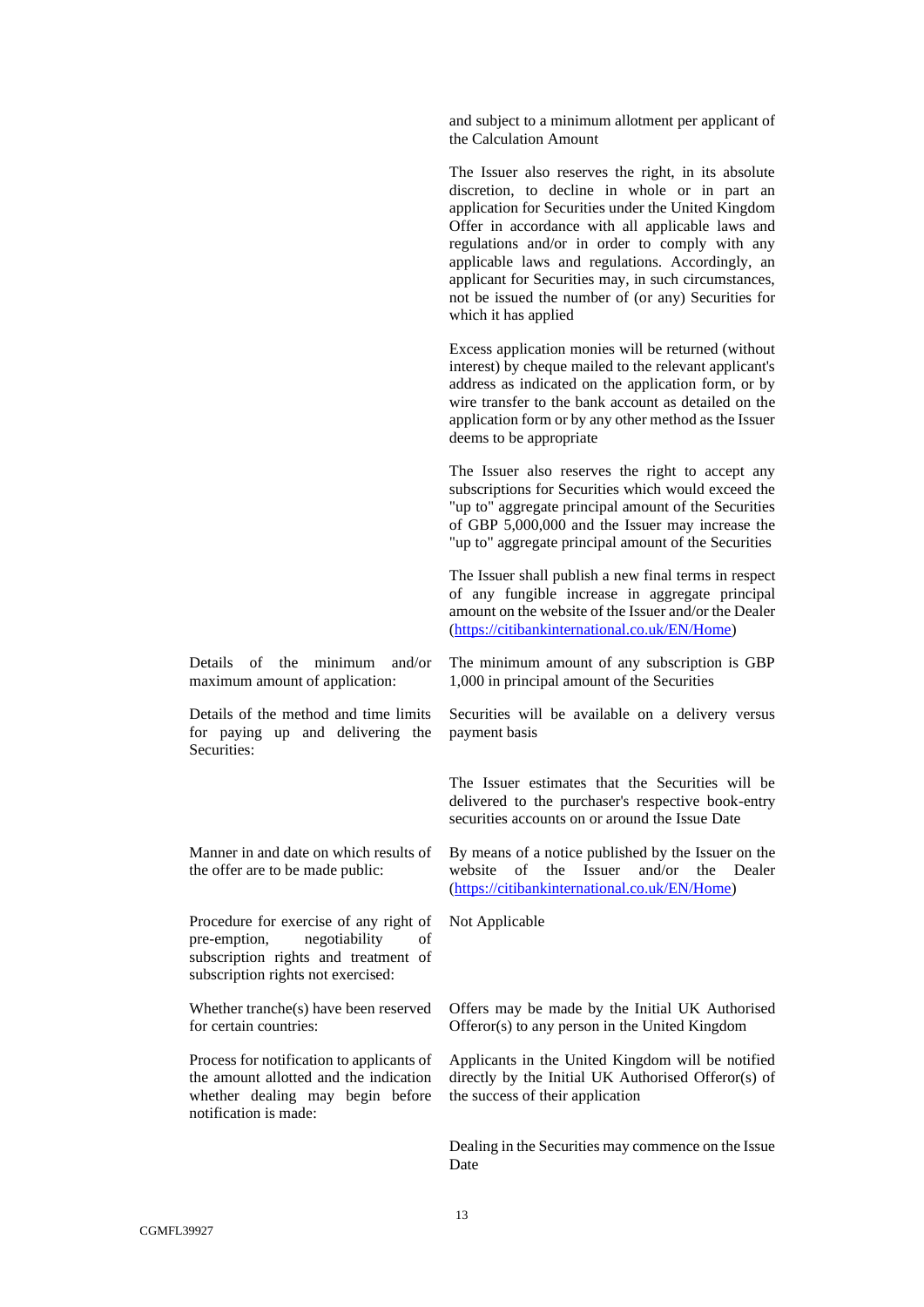| | |
|---|---|
| | and subject to a minimum allotment per applicant of the Calculation Amount<br><br>The Issuer also reserves the right, in its absolute discretion, to decline in whole or in part an application for Securities under the United Kingdom Offer in accordance with all applicable laws and regulations and/or in order to comply with any applicable laws and regulations. Accordingly, an applicant for Securities may, in such circumstances, not be issued the number of (or any) Securities for which it has applied<br><br>Excess application monies will be returned (without interest) by cheque mailed to the relevant applicant's address as indicated on the application form, or by wire transfer to the bank account as detailed on the application form or by any other method as the Issuer deems to be appropriate<br><br>The Issuer also reserves the right to accept any subscriptions for Securities which would exceed the "up to" aggregate principal amount of the Securities of GBP 5,000,000 and the Issuer may increase the "up to" aggregate principal amount of the Securities<br><br>The Issuer shall publish a new final terms in respect of any fungible increase in aggregate principal amount on the website of the Issuer and/or the Dealer (https://citibankinternational.co.uk/EN/Home) |
| Details of the minimum and/or maximum amount of application: | The minimum amount of any subscription is GBP 1,000 in principal amount of the Securities |
| Details of the method and time limits for paying up and delivering the Securities: | Securities will be available on a delivery versus payment basis<br><br>The Issuer estimates that the Securities will be delivered to the purchaser's respective book-entry securities accounts on or around the Issue Date |
| Manner in and date on which results of the offer are to be made public: | By means of a notice published by the Issuer on the website of the Issuer and/or the Dealer (https://citibankinternational.co.uk/EN/Home) |
| Procedure for exercise of any right of pre-emption, negotiability of subscription rights and treatment of subscription rights not exercised: | Not Applicable |
| Whether tranche(s) have been reserved for certain countries: | Offers may be made by the Initial UK Authorised Offeror(s) to any person in the United Kingdom |
| Process for notification to applicants of the amount allotted and the indication whether dealing may begin before notification is made: | Applicants in the United Kingdom will be notified directly by the Initial UK Authorised Offeror(s) of the success of their application<br><br>Dealing in the Securities may commence on the Issue Date |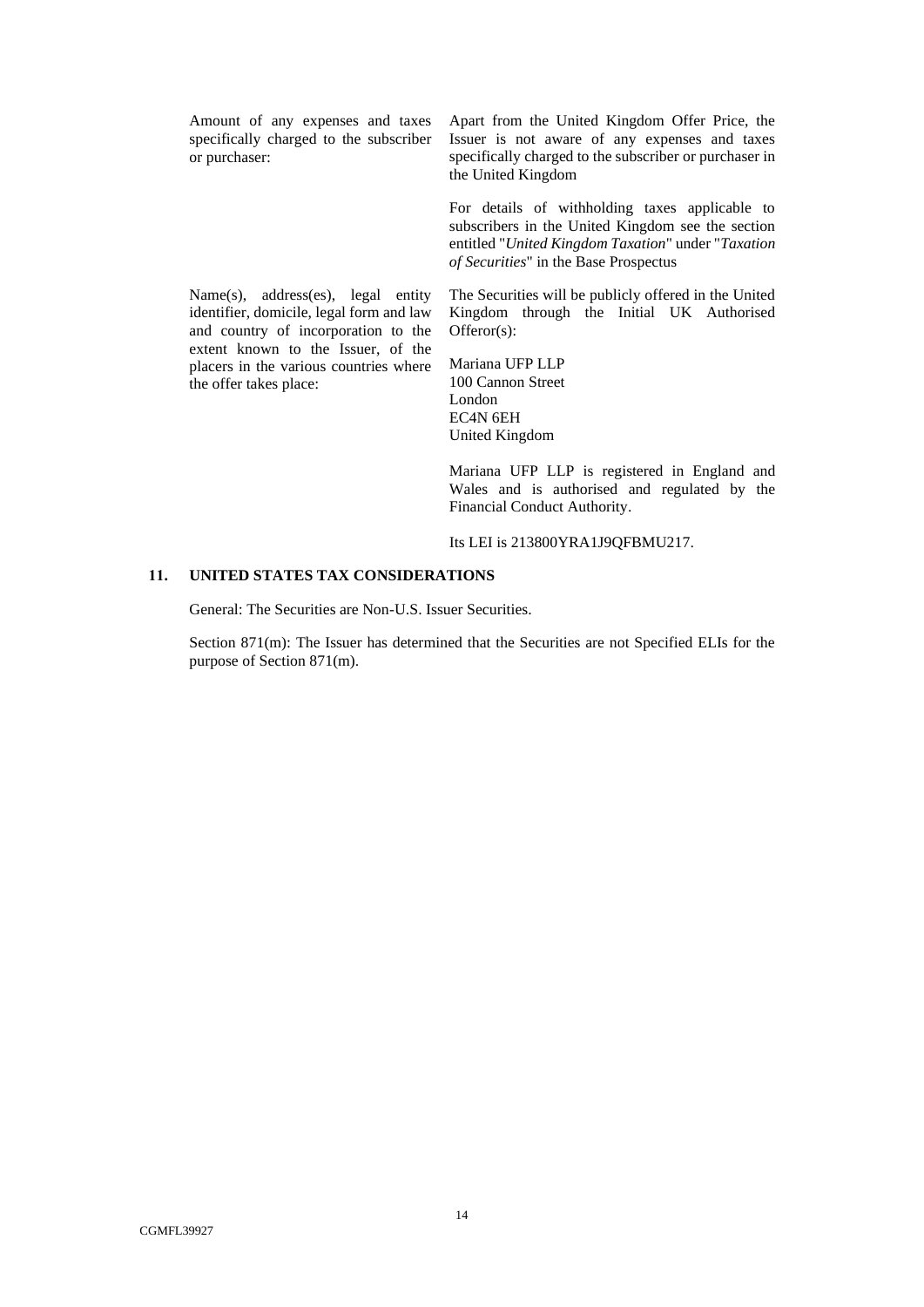| | |
|---|---|
| Amount of any expenses and taxes specifically charged to the subscriber or purchaser: | Apart from the United Kingdom Offer Price, the Issuer is not aware of any expenses and taxes specifically charged to the subscriber or purchaser in the United Kingdom<br><br>For details of withholding taxes applicable to subscribers in the United Kingdom see the section entitled "*United Kingdom Taxation*" under "*Taxation of Securities*" in the Base Prospectus |
| Name(s), address(es), legal entity identifier, domicile, legal form and law and country of incorporation to the extent known to the Issuer, of the placers in the various countries where the offer takes place: | The Securities will be publicly offered in the United Kingdom through the Initial UK Authorised Offeror(s):<br><br>Mariana UFP LLP<br>100 Cannon Street<br>London<br>EC4N 6EH<br>United Kingdom<br><br>Mariana UFP LLP is registered in England and Wales and is authorised and regulated by the Financial Conduct Authority.<br><br>Its LEI is 213800YRA1J9QFBMU217. |

## 11. UNITED STATES TAX CONSIDERATIONS

General: The Securities are Non-U.S. Issuer Securities.

Section 871(m): The Issuer has determined that the Securities are not Specified ELIs for the purpose of Section 871(m).

CGMFL39927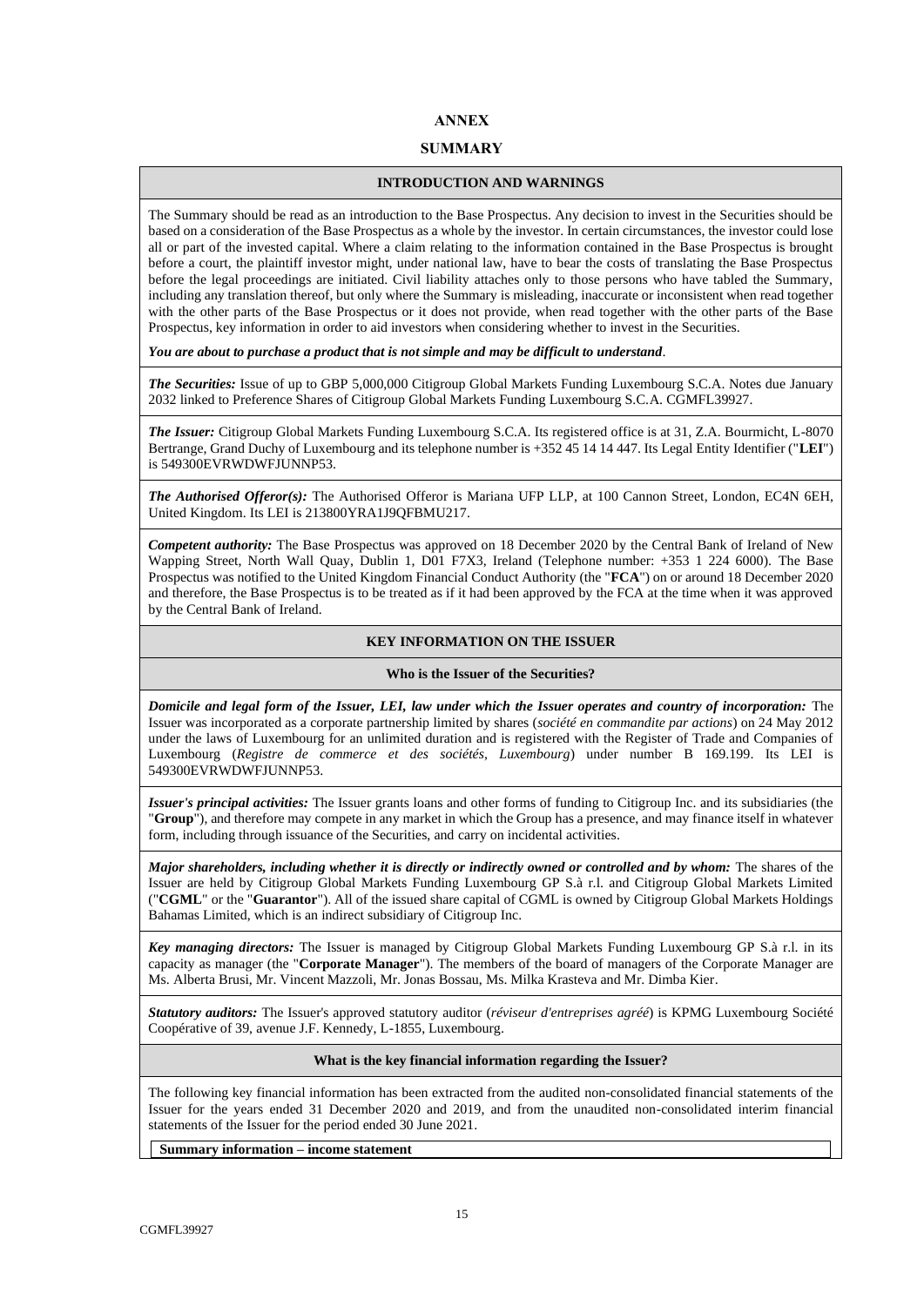# ANNEX

# SUMMARY

## INTRODUCTION AND WARNINGS

The Summary should be read as an introduction to the Base Prospectus. Any decision to invest in the Securities should be based on a consideration of the Base Prospectus as a whole by the investor. In certain circumstances, the investor could lose all or part of the invested capital. Where a claim relating to the information contained in the Base Prospectus is brought before a court, the plaintiff investor might, under national law, have to bear the costs of translating the Base Prospectus before the legal proceedings are initiated. Civil liability attaches only to those persons who have tabled the Summary, including any translation thereof, but only where the Summary is misleading, inaccurate or inconsistent when read together with the other parts of the Base Prospectus or it does not provide, when read together with the other parts of the Base Prospectus, key information in order to aid investors when considering whether to invest in the Securities.

***You are about to purchase a product that is not simple and may be difficult to understand*.**

***The Securities:*** Issue of up to GBP 5,000,000 Citigroup Global Markets Funding Luxembourg S.C.A. Notes due January 2032 linked to Preference Shares of Citigroup Global Markets Funding Luxembourg S.C.A. CGMFL39927.

***The Issuer:*** Citigroup Global Markets Funding Luxembourg S.C.A. Its registered office is at 31, Z.A. Bourmicht, L-8070 Bertrange, Grand Duchy of Luxembourg and its telephone number is +352 45 14 14 447. Its Legal Entity Identifier ("**LEI**") is 549300EVRWDWFJUNNP53.

***The Authorised Offeror(s):*** The Authorised Offeror is Mariana UFP LLP, at 100 Cannon Street, London, EC4N 6EH, United Kingdom. Its LEI is 213800YRA1J9QFBMU217.

***Competent authority:*** The Base Prospectus was approved on 18 December 2020 by the Central Bank of Ireland of New Wapping Street, North Wall Quay, Dublin 1, D01 F7X3, Ireland (Telephone number: +353 1 224 6000). The Base Prospectus was notified to the United Kingdom Financial Conduct Authority (the "**FCA**") on or around 18 December 2020 and therefore, the Base Prospectus is to be treated as if it had been approved by the FCA at the time when it was approved by the Central Bank of Ireland.

## KEY INFORMATION ON THE ISSUER

### Who is the Issuer of the Securities?

***Domicile and legal form of the Issuer, LEI, law under which the Issuer operates and country of incorporation:*** The Issuer was incorporated as a corporate partnership limited by shares (*société en commandite par actions*) on 24 May 2012 under the laws of Luxembourg for an unlimited duration and is registered with the Register of Trade and Companies of Luxembourg (*Registre de commerce et des sociétés, Luxembourg*) under number B 169.199. Its LEI is 549300EVRWDWFJUNNP53.

***Issuer's principal activities:*** The Issuer grants loans and other forms of funding to Citigroup Inc. and its subsidiaries (the "**Group**"), and therefore may compete in any market in which the Group has a presence, and may finance itself in whatever form, including through issuance of the Securities, and carry on incidental activities.

***Major shareholders, including whether it is directly or indirectly owned or controlled and by whom:*** The shares of the Issuer are held by Citigroup Global Markets Funding Luxembourg GP S.à r.l. and Citigroup Global Markets Limited ("**CGML**" or the "**Guarantor**"). All of the issued share capital of CGML is owned by Citigroup Global Markets Holdings Bahamas Limited, which is an indirect subsidiary of Citigroup Inc.

***Key managing directors:*** The Issuer is managed by Citigroup Global Markets Funding Luxembourg GP S.à r.l. in its capacity as manager (the "**Corporate Manager**"). The members of the board of managers of the Corporate Manager are Ms. Alberta Brusi, Mr. Vincent Mazzoli, Mr. Jonas Bossau, Ms. Milka Krasteva and Mr. Dimba Kier.

***Statutory auditors:*** The Issuer's approved statutory auditor (*réviseur d'entreprises agréé*) is KPMG Luxembourg Société Coopérative of 39, avenue J.F. Kennedy, L-1855, Luxembourg.

### What is the key financial information regarding the Issuer?

The following key financial information has been extracted from the audited non-consolidated financial statements of the Issuer for the years ended 31 December 2020 and 2019, and from the unaudited non-consolidated interim financial statements of the Issuer for the period ended 30 June 2021.

**Summary information – income statement**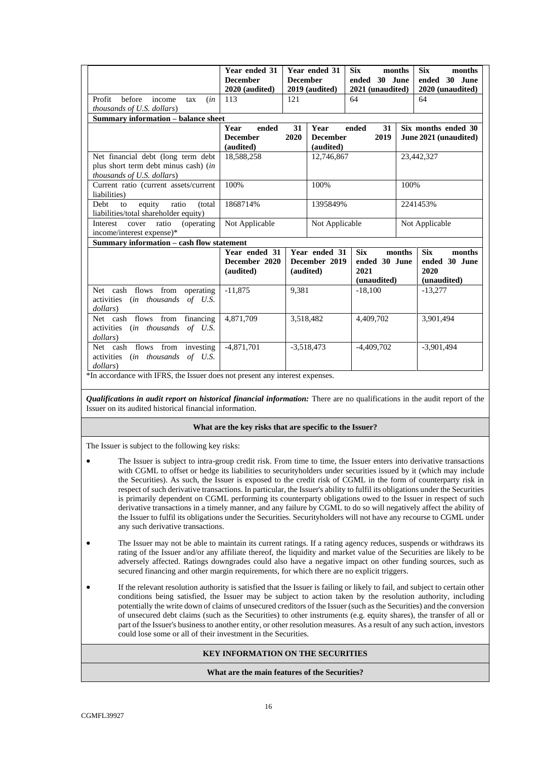| | Year ended 31 December 2020 (audited) | Year ended 31 December 2019 (audited) | Six months ended 30 June 2021 (unaudited) | Six months ended 30 June 2020 (unaudited) |
|---|---|---|---|---|
| Profit before income tax (*in thousands of U.S. dollars*) | 113 | 121 | 64 | 64 |

**Summary information – balance sheet**

| | Year ended 31 December 2020 (audited) | Year ended 31 December 2019 (audited) | Six months ended 30 June 2021 (unaudited) |
|---|---|---|---|
| Net financial debt (long term debt plus short term debt minus cash) (*in thousands of U.S. dollars*) | 18,588,258 | 12,746,867 | 23,442,327 |
| Current ratio (current assets/current liabilities) | 100% | 100% | 100% |
| Debt to equity ratio (total liabilities/total shareholder equity) | 1868714% | 1395849% | 2241453% |
| Interest cover ratio (operating income/interest expense)* | Not Applicable | Not Applicable | Not Applicable |

**Summary information – cash flow statement**

| | Year ended 31 December 2020 (audited) | Year ended 31 December 2019 (audited) | Six months ended 30 June 2021 (unaudited) | Six months ended 30 June 2020 (unaudited) |
|---|---|---|---|---|
| Net cash flows from operating activities (*in thousands of U.S. dollars*) | -11,875 | 9,381 | -18,100 | -13,277 |
| Net cash flows from financing activities (*in thousands of U.S. dollars*) | 4,871,709 | 3,518,482 | 4,409,702 | 3,901,494 |
| Net cash flows from investing activities (*in thousands of U.S. dollars*) | -4,871,701 | -3,518,473 | -4,409,702 | -3,901,494 |

*In accordance with IFRS, the Issuer does not present any interest expenses.

***Qualifications in audit report on historical financial information:*** There are no qualifications in the audit report of the Issuer on its audited historical financial information.

**What are the key risks that are specific to the Issuer?**

The Issuer is subject to the following key risks:

- The Issuer is subject to intra-group credit risk. From time to time, the Issuer enters into derivative transactions with CGML to offset or hedge its liabilities to securityholders under securities issued by it (which may include the Securities). As such, the Issuer is exposed to the credit risk of CGML in the form of counterparty risk in respect of such derivative transactions. In particular, the Issuer's ability to fulfil its obligations under the Securities is primarily dependent on CGML performing its counterparty obligations owed to the Issuer in respect of such derivative transactions in a timely manner, and any failure by CGML to do so will negatively affect the ability of the Issuer to fulfil its obligations under the Securities. Securityholders will not have any recourse to CGML under any such derivative transactions.
- The Issuer may not be able to maintain its current ratings. If a rating agency reduces, suspends or withdraws its rating of the Issuer and/or any affiliate thereof, the liquidity and market value of the Securities are likely to be adversely affected. Ratings downgrades could also have a negative impact on other funding sources, such as secured financing and other margin requirements, for which there are no explicit triggers.
- If the relevant resolution authority is satisfied that the Issuer is failing or likely to fail, and subject to certain other conditions being satisfied, the Issuer may be subject to action taken by the resolution authority, including potentially the write down of claims of unsecured creditors of the Issuer (such as the Securities) and the conversion of unsecured debt claims (such as the Securities) to other instruments (e.g. equity shares), the transfer of all or part of the Issuer's business to another entity, or other resolution measures. As a result of any such action, investors could lose some or all of their investment in the Securities.

**KEY INFORMATION ON THE SECURITIES**

**What are the main features of the Securities?**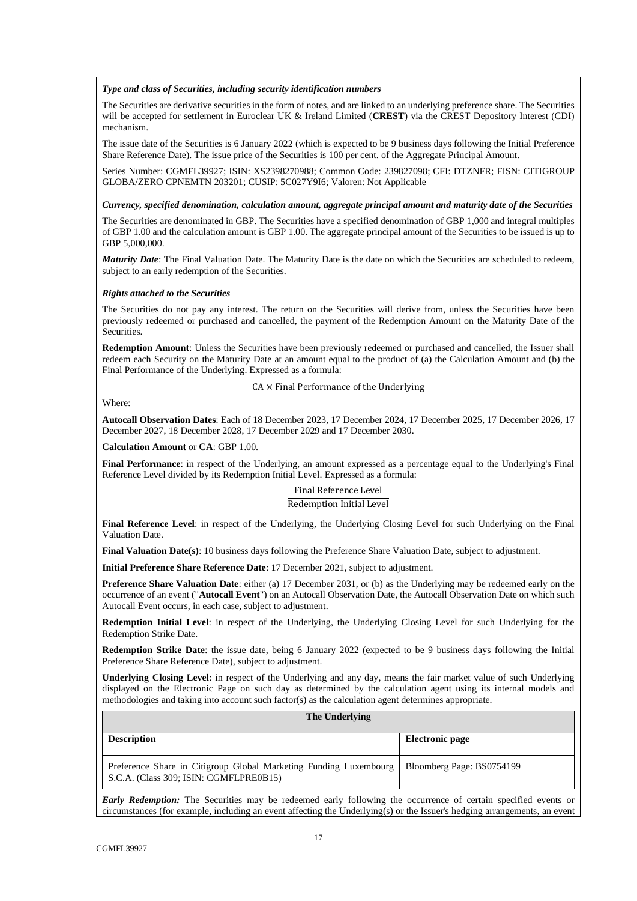***Type and class of Securities, including security identification numbers***

The Securities are derivative securities in the form of notes, and are linked to an underlying preference share. The Securities will be accepted for settlement in Euroclear UK & Ireland Limited (**CREST**) via the CREST Depository Interest (CDI) mechanism.

The issue date of the Securities is 6 January 2022 (which is expected to be 9 business days following the Initial Preference Share Reference Date). The issue price of the Securities is 100 per cent. of the Aggregate Principal Amount.

Series Number: CGMFL39927; ISIN: XS2398270988; Common Code: 239827098; CFI: DTZNFR; FISN: CITIGROUP GLOBA/ZERO CPNEMTN 203201; CUSIP: 5C027Y9I6; Valoren: Not Applicable

***Currency, specified denomination, calculation amount, aggregate principal amount and maturity date of the Securities***

The Securities are denominated in GBP. The Securities have a specified denomination of GBP 1,000 and integral multiples of GBP 1.00 and the calculation amount is GBP 1.00. The aggregate principal amount of the Securities to be issued is up to GBP 5,000,000.

***Maturity Date***: The Final Valuation Date. The Maturity Date is the date on which the Securities are scheduled to redeem, subject to an early redemption of the Securities.

***Rights attached to the Securities***

The Securities do not pay any interest. The return on the Securities will derive from, unless the Securities have been previously redeemed or purchased and cancelled, the payment of the Redemption Amount on the Maturity Date of the Securities.

**Redemption Amount**: Unless the Securities have been previously redeemed or purchased and cancelled, the Issuer shall redeem each Security on the Maturity Date at an amount equal to the product of (a) the Calculation Amount and (b) the Final Performance of the Underlying. Expressed as a formula:

$$\text{CA} \times \text{Final Performance of the Underlying}$$

Where:

**Autocall Observation Dates**: Each of 18 December 2023, 17 December 2024, 17 December 2025, 17 December 2026, 17 December 2027, 18 December 2028, 17 December 2029 and 17 December 2030.

**Calculation Amount** or **CA**: GBP 1.00.

**Final Performance**: in respect of the Underlying, an amount expressed as a percentage equal to the Underlying's Final Reference Level divided by its Redemption Initial Level. Expressed as a formula:

$$\frac{\text{Final Reference Level}}{\text{Redemption Initial Level}}$$

**Final Reference Level**: in respect of the Underlying, the Underlying Closing Level for such Underlying on the Final Valuation Date.

**Final Valuation Date(s)**: 10 business days following the Preference Share Valuation Date, subject to adjustment.

**Initial Preference Share Reference Date**: 17 December 2021, subject to adjustment.

**Preference Share Valuation Date**: either (a) 17 December 2031, or (b) as the Underlying may be redeemed early on the occurrence of an event ("**Autocall Event**") on an Autocall Observation Date, the Autocall Observation Date on which such Autocall Event occurs, in each case, subject to adjustment.

**Redemption Initial Level**: in respect of the Underlying, the Underlying Closing Level for such Underlying for the Redemption Strike Date.

**Redemption Strike Date**: the issue date, being 6 January 2022 (expected to be 9 business days following the Initial Preference Share Reference Date), subject to adjustment.

**Underlying Closing Level**: in respect of the Underlying and any day, means the fair market value of such Underlying displayed on the Electronic Page on such day as determined by the calculation agent using its internal models and methodologies and taking into account such factor(s) as the calculation agent determines appropriate.

| **The Underlying** | |
|---|---|
| **Description** | **Electronic page** |
| Preference Share in Citigroup Global Marketing Funding Luxembourg S.C.A. (Class 309; ISIN: CGMFLPRE0B15) | Bloomberg Page: BS0754199 |

***Early Redemption:*** The Securities may be redeemed early following the occurrence of certain specified events or circumstances (for example, including an event affecting the Underlying(s) or the Issuer's hedging arrangements, an event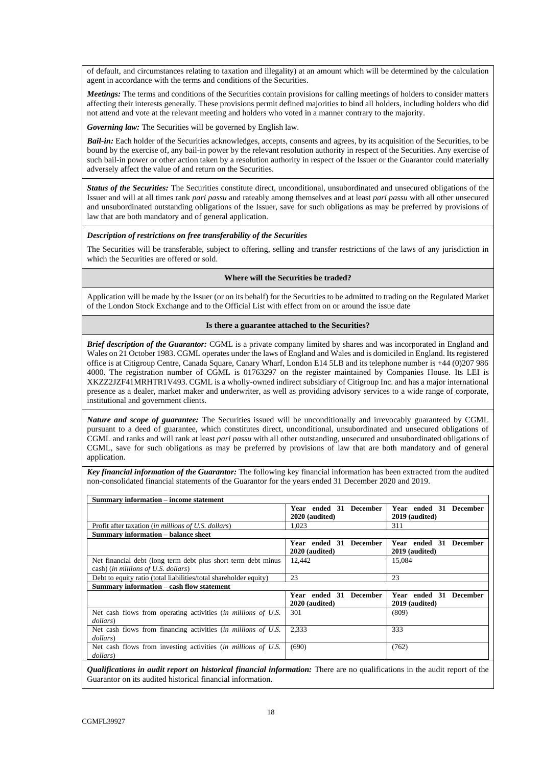of default, and circumstances relating to taxation and illegality) at an amount which will be determined by the calculation agent in accordance with the terms and conditions of the Securities.

***Meetings:*** The terms and conditions of the Securities contain provisions for calling meetings of holders to consider matters affecting their interests generally. These provisions permit defined majorities to bind all holders, including holders who did not attend and vote at the relevant meeting and holders who voted in a manner contrary to the majority.

***Governing law:*** The Securities will be governed by English law.

***Bail-in:*** Each holder of the Securities acknowledges, accepts, consents and agrees, by its acquisition of the Securities, to be bound by the exercise of, any bail-in power by the relevant resolution authority in respect of the Securities. Any exercise of such bail-in power or other action taken by a resolution authority in respect of the Issuer or the Guarantor could materially adversely affect the value of and return on the Securities.

***Status of the Securities:*** The Securities constitute direct, unconditional, unsubordinated and unsecured obligations of the Issuer and will at all times rank *pari passu* and rateably among themselves and at least *pari passu* with all other unsecured and unsubordinated outstanding obligations of the Issuer, save for such obligations as may be preferred by provisions of law that are both mandatory and of general application.

***Description of restrictions on free transferability of the Securities***

The Securities will be transferable, subject to offering, selling and transfer restrictions of the laws of any jurisdiction in which the Securities are offered or sold.

**Where will the Securities be traded?**

Application will be made by the Issuer (or on its behalf) for the Securities to be admitted to trading on the Regulated Market of the London Stock Exchange and to the Official List with effect from on or around the issue date

**Is there a guarantee attached to the Securities?**

***Brief description of the Guarantor:*** CGML is a private company limited by shares and was incorporated in England and Wales on 21 October 1983. CGML operates under the laws of England and Wales and is domiciled in England. Its registered office is at Citigroup Centre, Canada Square, Canary Wharf, London E14 5LB and its telephone number is +44 (0)207 986 4000. The registration number of CGML is 01763297 on the register maintained by Companies House. Its LEI is XKZZ2JZF41MRHTR1V493. CGML is a wholly-owned indirect subsidiary of Citigroup Inc. and has a major international presence as a dealer, market maker and underwriter, as well as providing advisory services to a wide range of corporate, institutional and government clients.

***Nature and scope of guarantee:*** The Securities issued will be unconditionally and irrevocably guaranteed by CGML pursuant to a deed of guarantee, which constitutes direct, unconditional, unsubordinated and unsecured obligations of CGML and ranks and will rank at least *pari passu* with all other outstanding, unsecured and unsubordinated obligations of CGML, save for such obligations as may be preferred by provisions of law that are both mandatory and of general application.

***Key financial information of the Guarantor:*** The following key financial information has been extracted from the audited non-consolidated financial statements of the Guarantor for the years ended 31 December 2020 and 2019.

| **Summary information – income statement** | | |
|---|---|---|
| | **Year ended 31 December 2020 (audited)** | **Year ended 31 December 2019 (audited)** |
| Profit after taxation (*in millions of U.S. dollars*) | 1,023 | 311 |
| **Summary information – balance sheet** | | |
| | **Year ended 31 December 2020 (audited)** | **Year ended 31 December 2019 (audited)** |
| Net financial debt (long term debt plus short term debt minus cash) (*in millions of U.S. dollars*) | 12,442 | 15,084 |
| Debt to equity ratio (total liabilities/total shareholder equity) | 23 | 23 |
| **Summary information – cash flow statement** | | |
| | **Year ended 31 December 2020 (audited)** | **Year ended 31 December 2019 (audited)** |
| Net cash flows from operating activities (*in millions of U.S. dollars*) | 301 | (809) |
| Net cash flows from financing activities (*in millions of U.S. dollars*) | 2,333 | 333 |
| Net cash flows from investing activities (*in millions of U.S. dollars*) | (690) | (762) |

***Qualifications in audit report on historical financial information:*** There are no qualifications in the audit report of the Guarantor on its audited historical financial information.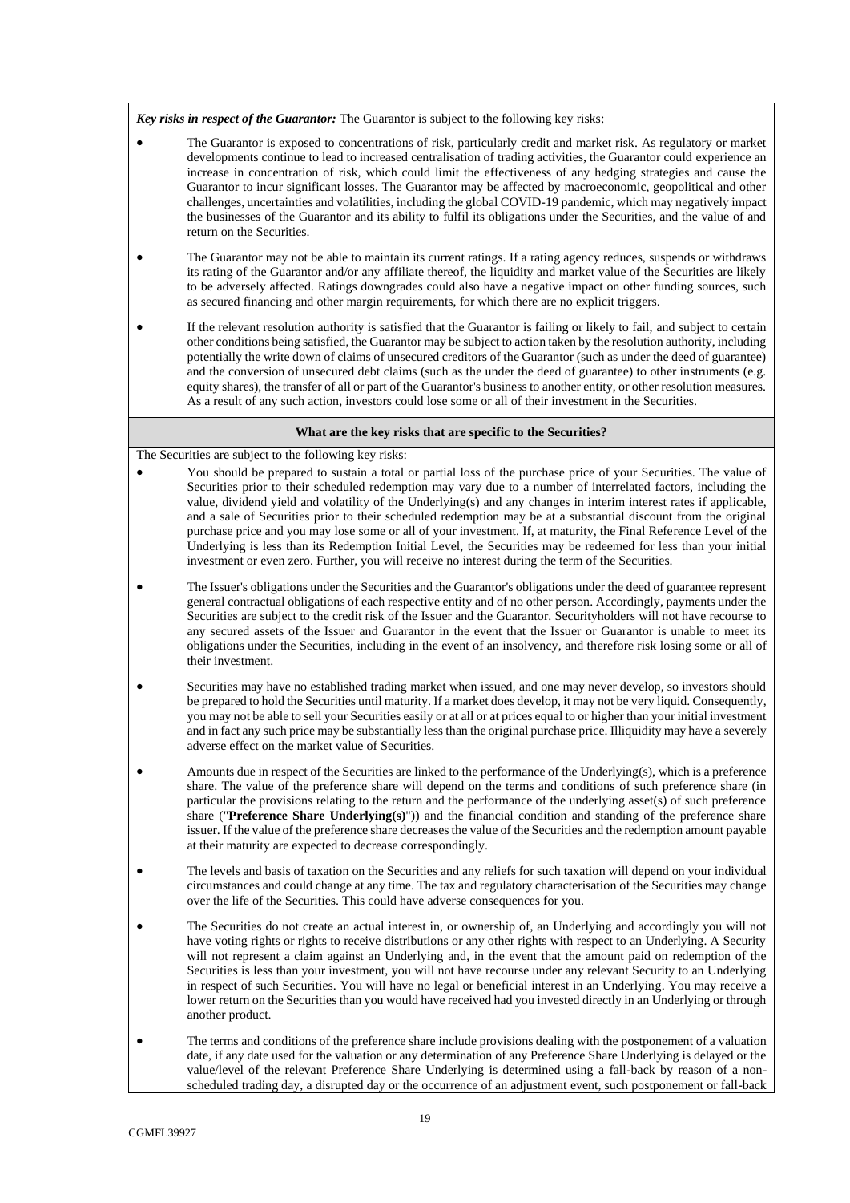***Key risks in respect of the Guarantor:*** The Guarantor is subject to the following key risks:

- The Guarantor is exposed to concentrations of risk, particularly credit and market risk. As regulatory or market developments continue to lead to increased centralisation of trading activities, the Guarantor could experience an increase in concentration of risk, which could limit the effectiveness of any hedging strategies and cause the Guarantor to incur significant losses. The Guarantor may be affected by macroeconomic, geopolitical and other challenges, uncertainties and volatilities, including the global COVID-19 pandemic, which may negatively impact the businesses of the Guarantor and its ability to fulfil its obligations under the Securities, and the value of and return on the Securities.

- The Guarantor may not be able to maintain its current ratings. If a rating agency reduces, suspends or withdraws its rating of the Guarantor and/or any affiliate thereof, the liquidity and market value of the Securities are likely to be adversely affected. Ratings downgrades could also have a negative impact on other funding sources, such as secured financing and other margin requirements, for which there are no explicit triggers.

- If the relevant resolution authority is satisfied that the Guarantor is failing or likely to fail, and subject to certain other conditions being satisfied, the Guarantor may be subject to action taken by the resolution authority, including potentially the write down of claims of unsecured creditors of the Guarantor (such as under the deed of guarantee) and the conversion of unsecured debt claims (such as the under the deed of guarantee) to other instruments (e.g. equity shares), the transfer of all or part of the Guarantor's business to another entity, or other resolution measures. As a result of any such action, investors could lose some or all of their investment in the Securities.

**What are the key risks that are specific to the Securities?**

The Securities are subject to the following key risks:

- You should be prepared to sustain a total or partial loss of the purchase price of your Securities. The value of Securities prior to their scheduled redemption may vary due to a number of interrelated factors, including the value, dividend yield and volatility of the Underlying(s) and any changes in interim interest rates if applicable, and a sale of Securities prior to their scheduled redemption may be at a substantial discount from the original purchase price and you may lose some or all of your investment. If, at maturity, the Final Reference Level of the Underlying is less than its Redemption Initial Level, the Securities may be redeemed for less than your initial investment or even zero. Further, you will receive no interest during the term of the Securities.

- The Issuer's obligations under the Securities and the Guarantor's obligations under the deed of guarantee represent general contractual obligations of each respective entity and of no other person. Accordingly, payments under the Securities are subject to the credit risk of the Issuer and the Guarantor. Securityholders will not have recourse to any secured assets of the Issuer and Guarantor in the event that the Issuer or Guarantor is unable to meet its obligations under the Securities, including in the event of an insolvency, and therefore risk losing some or all of their investment.

- Securities may have no established trading market when issued, and one may never develop, so investors should be prepared to hold the Securities until maturity. If a market does develop, it may not be very liquid. Consequently, you may not be able to sell your Securities easily or at all or at prices equal to or higher than your initial investment and in fact any such price may be substantially less than the original purchase price. Illiquidity may have a severely adverse effect on the market value of Securities.

- Amounts due in respect of the Securities are linked to the performance of the Underlying(s), which is a preference share. The value of the preference share will depend on the terms and conditions of such preference share (in particular the provisions relating to the return and the performance of the underlying asset(s) of such preference share ("**Preference Share Underlying(s)**")) and the financial condition and standing of the preference share issuer. If the value of the preference share decreases the value of the Securities and the redemption amount payable at their maturity are expected to decrease correspondingly.

- The levels and basis of taxation on the Securities and any reliefs for such taxation will depend on your individual circumstances and could change at any time. The tax and regulatory characterisation of the Securities may change over the life of the Securities. This could have adverse consequences for you.

- The Securities do not create an actual interest in, or ownership of, an Underlying and accordingly you will not have voting rights or rights to receive distributions or any other rights with respect to an Underlying. A Security will not represent a claim against an Underlying and, in the event that the amount paid on redemption of the Securities is less than your investment, you will not have recourse under any relevant Security to an Underlying in respect of such Securities. You will have no legal or beneficial interest in an Underlying. You may receive a lower return on the Securities than you would have received had you invested directly in an Underlying or through another product.

- The terms and conditions of the preference share include provisions dealing with the postponement of a valuation date, if any date used for the valuation or any determination of any Preference Share Underlying is delayed or the value/level of the relevant Preference Share Underlying is determined using a fall-back by reason of a non-scheduled trading day, a disrupted day or the occurrence of an adjustment event, such postponement or fall-back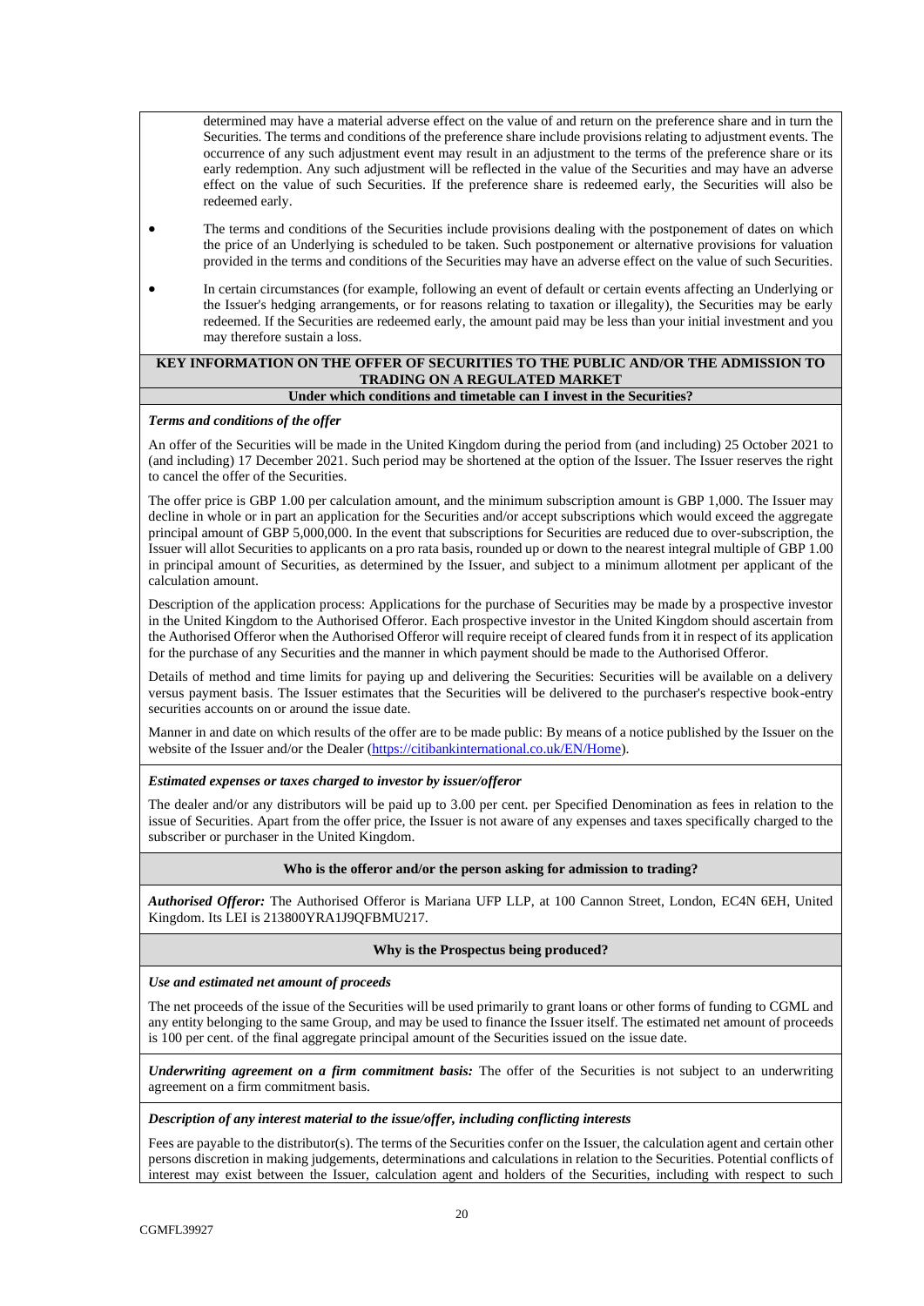determined may have a material adverse effect on the value of and return on the preference share and in turn the Securities. The terms and conditions of the preference share include provisions relating to adjustment events. The occurrence of any such adjustment event may result in an adjustment to the terms of the preference share or its early redemption. Any such adjustment will be reflected in the value of the Securities and may have an adverse effect on the value of such Securities. If the preference share is redeemed early, the Securities will also be redeemed early.

- The terms and conditions of the Securities include provisions dealing with the postponement of dates on which the price of an Underlying is scheduled to be taken. Such postponement or alternative provisions for valuation provided in the terms and conditions of the Securities may have an adverse effect on the value of such Securities.
- In certain circumstances (for example, following an event of default or certain events affecting an Underlying or the Issuer's hedging arrangements, or for reasons relating to taxation or illegality), the Securities may be early redeemed. If the Securities are redeemed early, the amount paid may be less than your initial investment and you may therefore sustain a loss.

## KEY INFORMATION ON THE OFFER OF SECURITIES TO THE PUBLIC AND/OR THE ADMISSION TO TRADING ON A REGULATED MARKET

### Under which conditions and timetable can I invest in the Securities?

***Terms and conditions of the offer***

An offer of the Securities will be made in the United Kingdom during the period from (and including) 25 October 2021 to (and including) 17 December 2021. Such period may be shortened at the option of the Issuer. The Issuer reserves the right to cancel the offer of the Securities.

The offer price is GBP 1.00 per calculation amount, and the minimum subscription amount is GBP 1,000. The Issuer may decline in whole or in part an application for the Securities and/or accept subscriptions which would exceed the aggregate principal amount of GBP 5,000,000. In the event that subscriptions for Securities are reduced due to over-subscription, the Issuer will allot Securities to applicants on a pro rata basis, rounded up or down to the nearest integral multiple of GBP 1.00 in principal amount of Securities, as determined by the Issuer, and subject to a minimum allotment per applicant of the calculation amount.

Description of the application process: Applications for the purchase of Securities may be made by a prospective investor in the United Kingdom to the Authorised Offeror. Each prospective investor in the United Kingdom should ascertain from the Authorised Offeror when the Authorised Offeror will require receipt of cleared funds from it in respect of its application for the purchase of any Securities and the manner in which payment should be made to the Authorised Offeror.

Details of method and time limits for paying up and delivering the Securities: Securities will be available on a delivery versus payment basis. The Issuer estimates that the Securities will be delivered to the purchaser's respective book-entry securities accounts on or around the issue date.

Manner in and date on which results of the offer are to be made public: By means of a notice published by the Issuer on the website of the Issuer and/or the Dealer (https://citibankinternational.co.uk/EN/Home).

***Estimated expenses or taxes charged to investor by issuer/offeror***

The dealer and/or any distributors will be paid up to 3.00 per cent. per Specified Denomination as fees in relation to the issue of Securities. Apart from the offer price, the Issuer is not aware of any expenses and taxes specifically charged to the subscriber or purchaser in the United Kingdom.

### Who is the offeror and/or the person asking for admission to trading?

***Authorised Offeror:*** The Authorised Offeror is Mariana UFP LLP, at 100 Cannon Street, London, EC4N 6EH, United Kingdom. Its LEI is 213800YRA1J9QFBMU217.

### Why is the Prospectus being produced?

***Use and estimated net amount of proceeds***

The net proceeds of the issue of the Securities will be used primarily to grant loans or other forms of funding to CGML and any entity belonging to the same Group, and may be used to finance the Issuer itself. The estimated net amount of proceeds is 100 per cent. of the final aggregate principal amount of the Securities issued on the issue date.

***Underwriting agreement on a firm commitment basis:*** The offer of the Securities is not subject to an underwriting agreement on a firm commitment basis.

***Description of any interest material to the issue/offer, including conflicting interests***

Fees are payable to the distributor(s). The terms of the Securities confer on the Issuer, the calculation agent and certain other persons discretion in making judgements, determinations and calculations in relation to the Securities. Potential conflicts of interest may exist between the Issuer, calculation agent and holders of the Securities, including with respect to such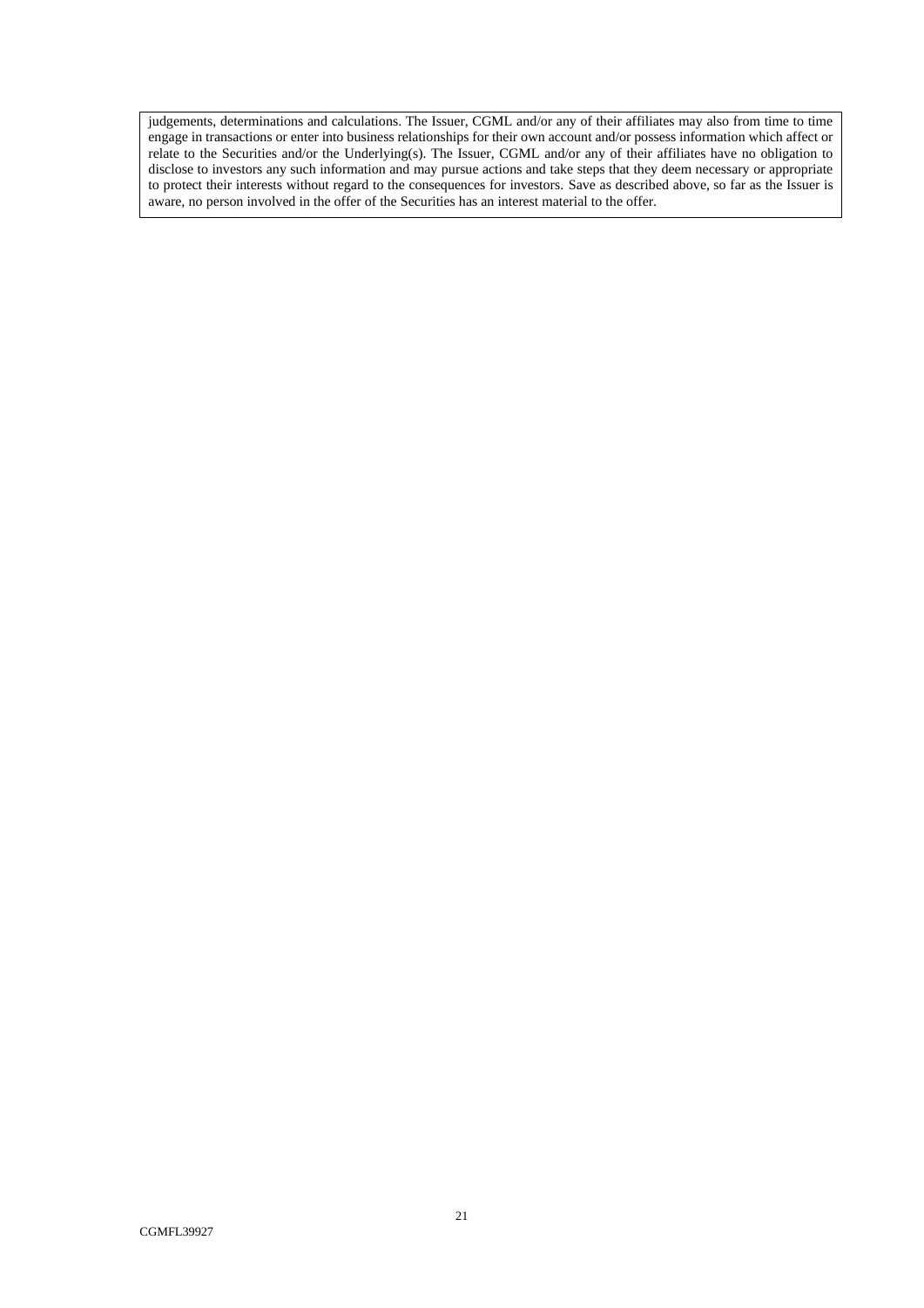judgements, determinations and calculations. The Issuer, CGML and/or any of their affiliates may also from time to time engage in transactions or enter into business relationships for their own account and/or possess information which affect or relate to the Securities and/or the Underlying(s). The Issuer, CGML and/or any of their affiliates have no obligation to disclose to investors any such information and may pursue actions and take steps that they deem necessary or appropriate to protect their interests without regard to the consequences for investors. Save as described above, so far as the Issuer is aware, no person involved in the offer of the Securities has an interest material to the offer.